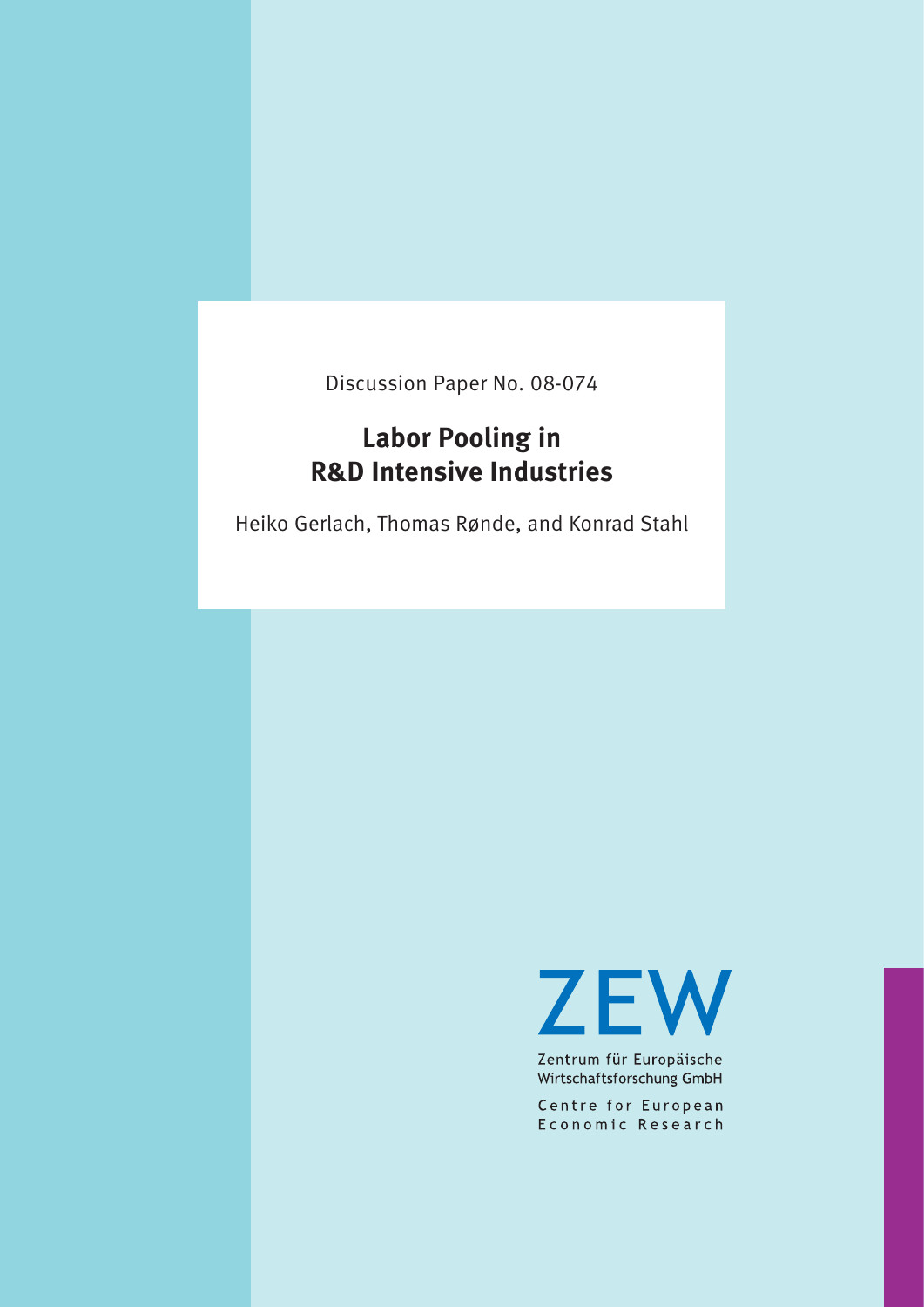Discussion Paper No. 08-074

# Labor Pooling in R&D Intensive Industries

Heiko Gerlach, Thomas Rønde, and Konrad Stahl

ZEW

Zentrum für Europäische Wirtschaftsforschung GmbH

Centre for European Economic Research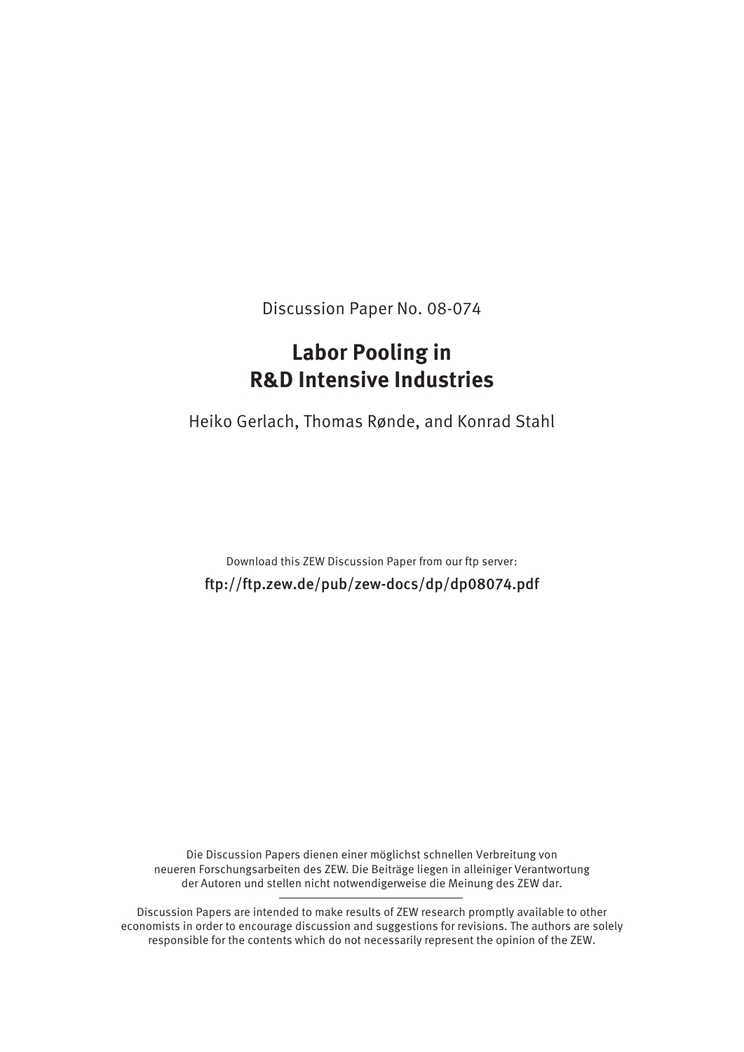Discussion Paper No. 08-074

# Labor Pooling in R&D Intensive Industries

Heiko Gerlach, Thomas Rønde, and Konrad Stahl

Download this ZEW Discussion Paper from our ftp server:

ftp://ftp.zew.de/pub/zew-docs/dp/dp08074.pdf

Die Discussion Papers dienen einer möglichst schnellen Verbreitung von neueren Forschungsarbeiten des ZEW. Die Beiträge liegen in alleiniger Verantwortung der Autoren und stellen nicht notwendigerweise die Meinung des ZEW dar.

---

Discussion Papers are intended to make results of ZEW research promptly available to other economists in order to encourage discussion and suggestions for revisions. The authors are solely responsible for the contents which do not necessarily represent the opinion of the ZEW.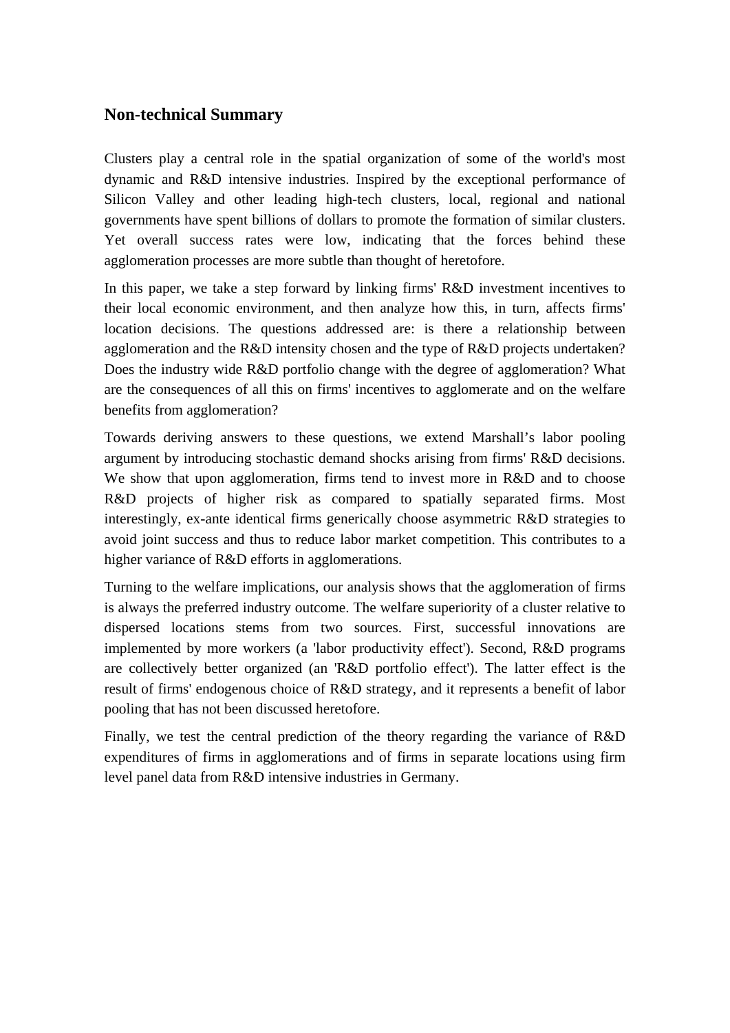## Non-technical Summary

Clusters play a central role in the spatial organization of some of the world's most dynamic and R&D intensive industries. Inspired by the exceptional performance of Silicon Valley and other leading high-tech clusters, local, regional and national governments have spent billions of dollars to promote the formation of similar clusters. Yet overall success rates were low, indicating that the forces behind these agglomeration processes are more subtle than thought of heretofore.

In this paper, we take a step forward by linking firms' R&D investment incentives to their local economic environment, and then analyze how this, in turn, affects firms' location decisions. The questions addressed are: is there a relationship between agglomeration and the R&D intensity chosen and the type of R&D projects undertaken? Does the industry wide R&D portfolio change with the degree of agglomeration? What are the consequences of all this on firms' incentives to agglomerate and on the welfare benefits from agglomeration?

Towards deriving answers to these questions, we extend Marshall's labor pooling argument by introducing stochastic demand shocks arising from firms' R&D decisions. We show that upon agglomeration, firms tend to invest more in R&D and to choose R&D projects of higher risk as compared to spatially separated firms. Most interestingly, ex-ante identical firms generically choose asymmetric R&D strategies to avoid joint success and thus to reduce labor market competition. This contributes to a higher variance of R&D efforts in agglomerations.

Turning to the welfare implications, our analysis shows that the agglomeration of firms is always the preferred industry outcome. The welfare superiority of a cluster relative to dispersed locations stems from two sources. First, successful innovations are implemented by more workers (a 'labor productivity effect'). Second, R&D programs are collectively better organized (an 'R&D portfolio effect'). The latter effect is the result of firms' endogenous choice of R&D strategy, and it represents a benefit of labor pooling that has not been discussed heretofore.

Finally, we test the central prediction of the theory regarding the variance of R&D expenditures of firms in agglomerations and of firms in separate locations using firm level panel data from R&D intensive industries in Germany.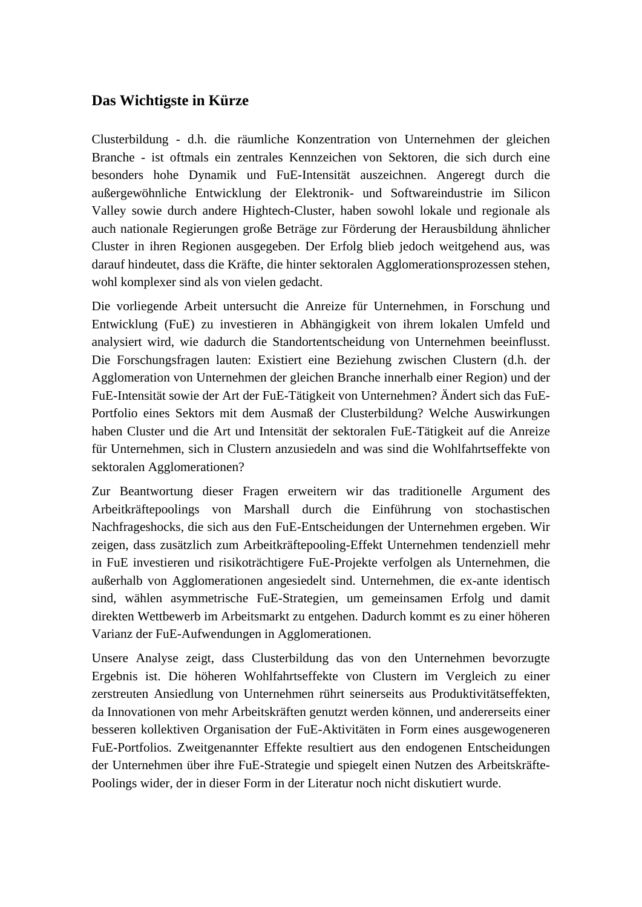## Das Wichtigste in Kürze

Clusterbildung - d.h. die räumliche Konzentration von Unternehmen der gleichen Branche - ist oftmals ein zentrales Kennzeichen von Sektoren, die sich durch eine besonders hohe Dynamik und FuE-Intensität auszeichnen. Angeregt durch die außergewöhnliche Entwicklung der Elektronik- und Softwareindustrie im Silicon Valley sowie durch andere Hightech-Cluster, haben sowohl lokale und regionale als auch nationale Regierungen große Beträge zur Förderung der Herausbildung ähnlicher Cluster in ihren Regionen ausgegeben. Der Erfolg blieb jedoch weitgehend aus, was darauf hindeutet, dass die Kräfte, die hinter sektoralen Agglomerationsprozessen stehen, wohl komplexer sind als von vielen gedacht.

Die vorliegende Arbeit untersucht die Anreize für Unternehmen, in Forschung und Entwicklung (FuE) zu investieren in Abhängigkeit von ihrem lokalen Umfeld und analysiert wird, wie dadurch die Standortentscheidung von Unternehmen beeinflusst. Die Forschungsfragen lauten: Existiert eine Beziehung zwischen Clustern (d.h. der Agglomeration von Unternehmen der gleichen Branche innerhalb einer Region) und der FuE-Intensität sowie der Art der FuE-Tätigkeit von Unternehmen? Ändert sich das FuE-Portfolio eines Sektors mit dem Ausmaß der Clusterbildung? Welche Auswirkungen haben Cluster und die Art und Intensität der sektoralen FuE-Tätigkeit auf die Anreize für Unternehmen, sich in Clustern anzusiedeln and was sind die Wohlfahrtseffekte von sektoralen Agglomerationen?

Zur Beantwortung dieser Fragen erweitern wir das traditionelle Argument des Arbeitkräftepoolings von Marshall durch die Einführung von stochastischen Nachfrageshocks, die sich aus den FuE-Entscheidungen der Unternehmen ergeben. Wir zeigen, dass zusätzlich zum Arbeitkräftepooling-Effekt Unternehmen tendenziell mehr in FuE investieren und risikoträchtigere FuE-Projekte verfolgen als Unternehmen, die außerhalb von Agglomerationen angesiedelt sind. Unternehmen, die ex-ante identisch sind, wählen asymmetrische FuE-Strategien, um gemeinsamen Erfolg und damit direkten Wettbewerb im Arbeitsmarkt zu entgehen. Dadurch kommt es zu einer höheren Varianz der FuE-Aufwendungen in Agglomerationen.

Unsere Analyse zeigt, dass Clusterbildung das von den Unternehmen bevorzugte Ergebnis ist. Die höheren Wohlfahrtseffekte von Clustern im Vergleich zu einer zerstreuten Ansiedlung von Unternehmen rührt seinerseits aus Produktivitätseffekten, da Innovationen von mehr Arbeitskräften genutzt werden können, und andererseits einer besseren kollektiven Organisation der FuE-Aktivitäten in Form eines ausgewogeneren FuE-Portfolios. Zweitgenannter Effekte resultiert aus den endogenen Entscheidungen der Unternehmen über ihre FuE-Strategie und spiegelt einen Nutzen des Arbeitskräfte-Poolings wider, der in dieser Form in der Literatur noch nicht diskutiert wurde.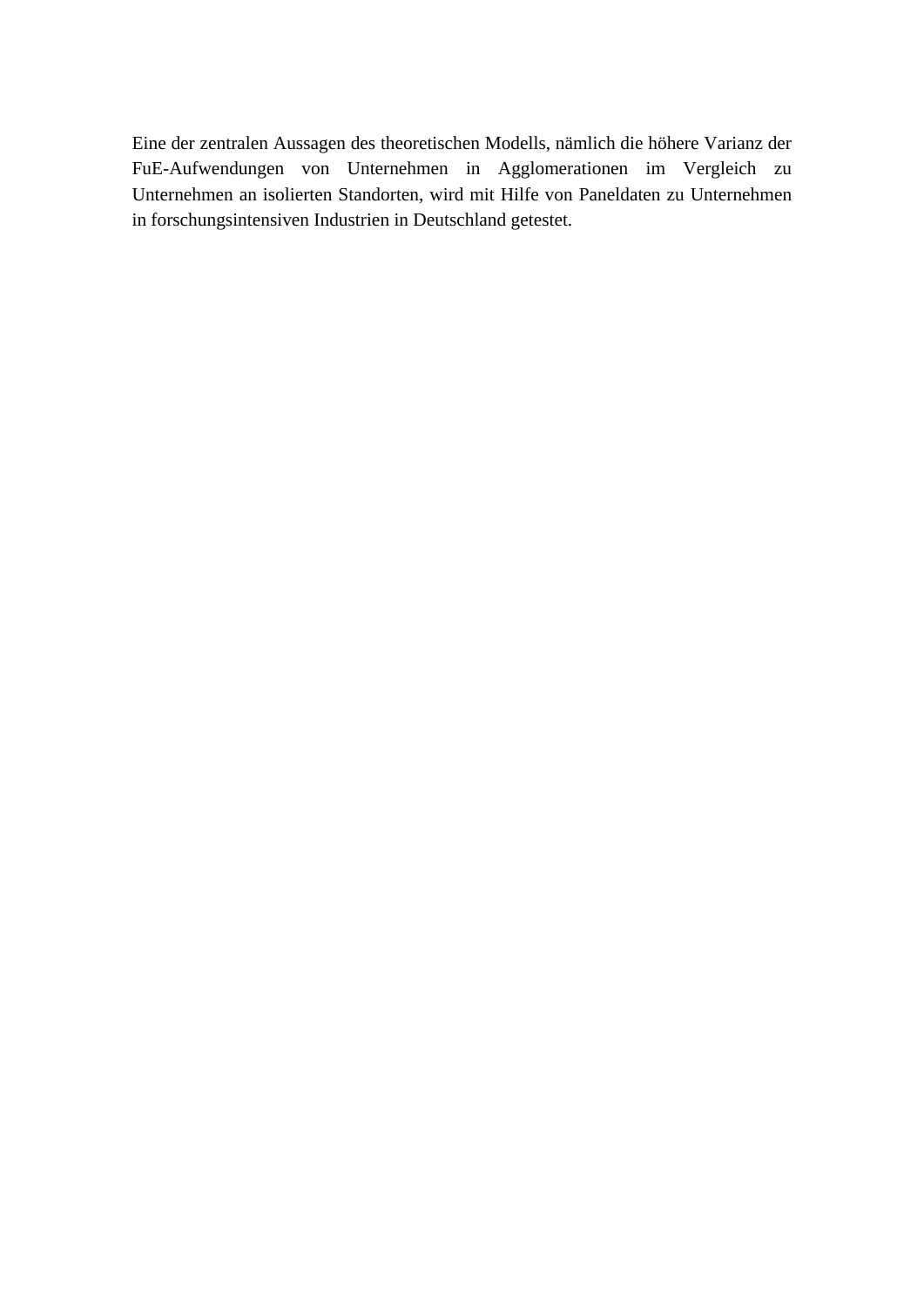Eine der zentralen Aussagen des theoretischen Modells, nämlich die höhere Varianz der FuE-Aufwendungen von Unternehmen in Agglomerationen im Vergleich zu Unternehmen an isolierten Standorten, wird mit Hilfe von Paneldaten zu Unternehmen in forschungsintensiven Industrien in Deutschland getestet.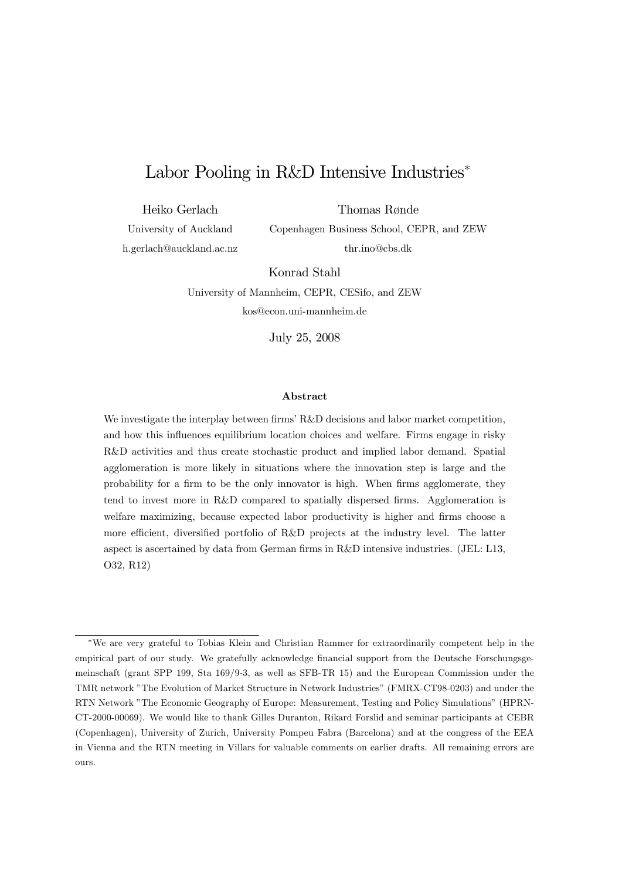# Labor Pooling in R&D Intensive Industries*

Heiko Gerlach
University of Auckland
h.gerlach@auckland.ac.nz

Thomas Rønde
Copenhagen Business School, CEPR, and ZEW
thr.ino@cbs.dk

Konrad Stahl
University of Mannheim, CEPR, CESifo, and ZEW
kos@econ.uni-mannheim.de

July 25, 2008

### Abstract

We investigate the interplay between firms' R&D decisions and labor market competition, and how this influences equilibrium location choices and welfare. Firms engage in risky R&D activities and thus create stochastic product and implied labor demand. Spatial agglomeration is more likely in situations where the innovation step is large and the probability for a firm to be the only innovator is high. When firms agglomerate, they tend to invest more in R&D compared to spatially dispersed firms. Agglomeration is welfare maximizing, because expected labor productivity is higher and firms choose a more efficient, diversified portfolio of R&D projects at the industry level. The latter aspect is ascertained by data from German firms in R&D intensive industries. (JEL: L13, O32, R12)

---

*We are very grateful to Tobias Klein and Christian Rammer for extraordinarily competent help in the empirical part of our study. We gratefully acknowledge financial support from the Deutsche Forschungsgemeinschaft (grant SPP 199, Sta 169/9-3, as well as SFB-TR 15) and the European Commission under the TMR network "The Evolution of Market Structure in Network Industries" (FMRX-CT98-0203) and under the RTN Network "The Economic Geography of Europe: Measurement, Testing and Policy Simulations" (HPRN-CT-2000-00069). We would like to thank Gilles Duranton, Rikard Forslid and seminar participants at CEBR (Copenhagen), University of Zurich, University Pompeu Fabra (Barcelona) and at the congress of the EEA in Vienna and the RTN meeting in Villars for valuable comments on earlier drafts. All remaining errors are ours.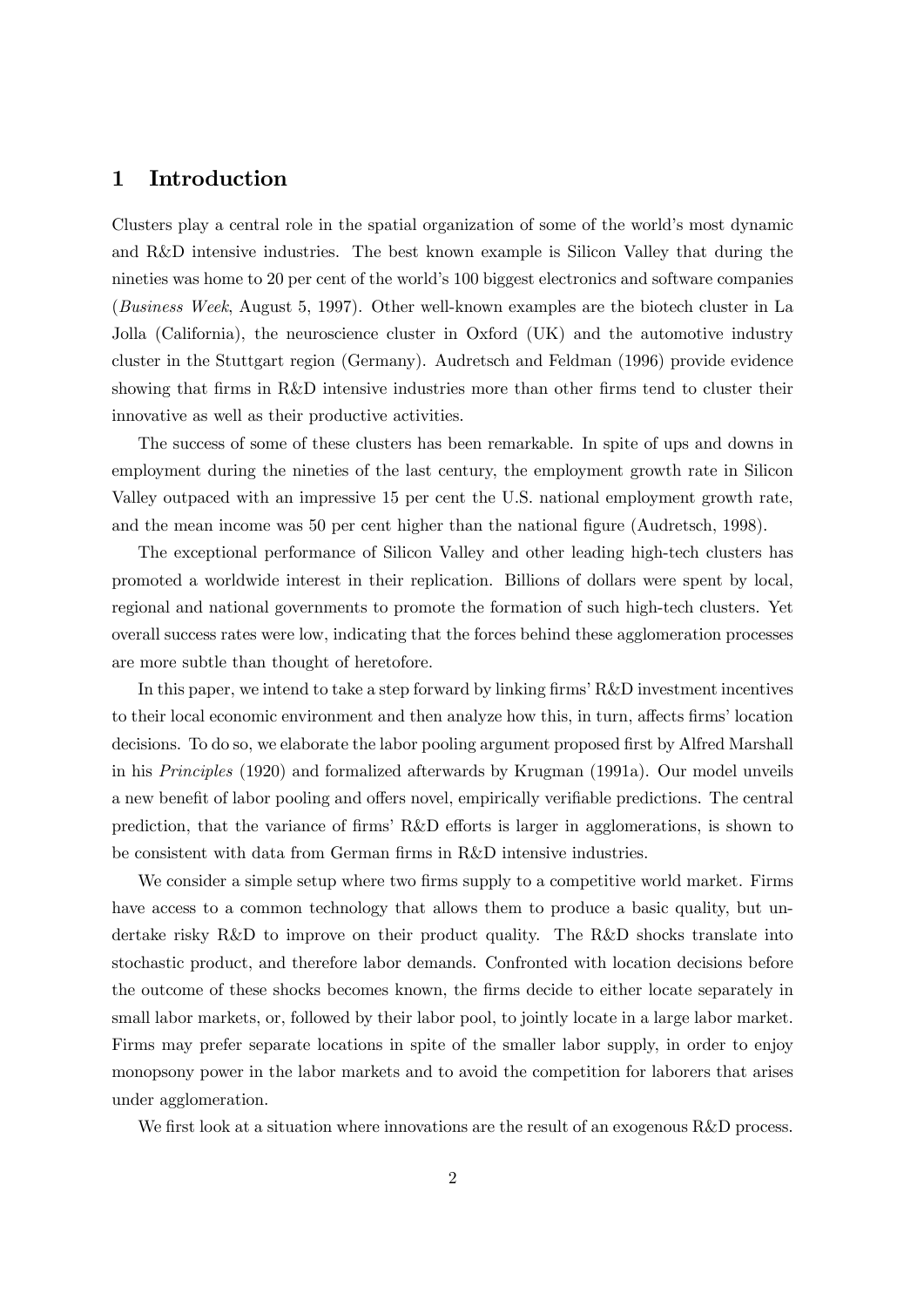# 1 Introduction

Clusters play a central role in the spatial organization of some of the world's most dynamic and R&D intensive industries. The best known example is Silicon Valley that during the nineties was home to 20 per cent of the world's 100 biggest electronics and software companies (*Business Week*, August 5, 1997). Other well-known examples are the biotech cluster in La Jolla (California), the neuroscience cluster in Oxford (UK) and the automotive industry cluster in the Stuttgart region (Germany). Audretsch and Feldman (1996) provide evidence showing that firms in R&D intensive industries more than other firms tend to cluster their innovative as well as their productive activities.

The success of some of these clusters has been remarkable. In spite of ups and downs in employment during the nineties of the last century, the employment growth rate in Silicon Valley outpaced with an impressive 15 per cent the U.S. national employment growth rate, and the mean income was 50 per cent higher than the national figure (Audretsch, 1998).

The exceptional performance of Silicon Valley and other leading high-tech clusters has promoted a worldwide interest in their replication. Billions of dollars were spent by local, regional and national governments to promote the formation of such high-tech clusters. Yet overall success rates were low, indicating that the forces behind these agglomeration processes are more subtle than thought of heretofore.

In this paper, we intend to take a step forward by linking firms' R&D investment incentives to their local economic environment and then analyze how this, in turn, affects firms' location decisions. To do so, we elaborate the labor pooling argument proposed first by Alfred Marshall in his *Principles* (1920) and formalized afterwards by Krugman (1991a). Our model unveils a new benefit of labor pooling and offers novel, empirically verifiable predictions. The central prediction, that the variance of firms' R&D efforts is larger in agglomerations, is shown to be consistent with data from German firms in R&D intensive industries.

We consider a simple setup where two firms supply to a competitive world market. Firms have access to a common technology that allows them to produce a basic quality, but undertake risky R&D to improve on their product quality. The R&D shocks translate into stochastic product, and therefore labor demands. Confronted with location decisions before the outcome of these shocks becomes known, the firms decide to either locate separately in small labor markets, or, followed by their labor pool, to jointly locate in a large labor market. Firms may prefer separate locations in spite of the smaller labor supply, in order to enjoy monopsony power in the labor markets and to avoid the competition for laborers that arises under agglomeration.

We first look at a situation where innovations are the result of an exogenous R&D process.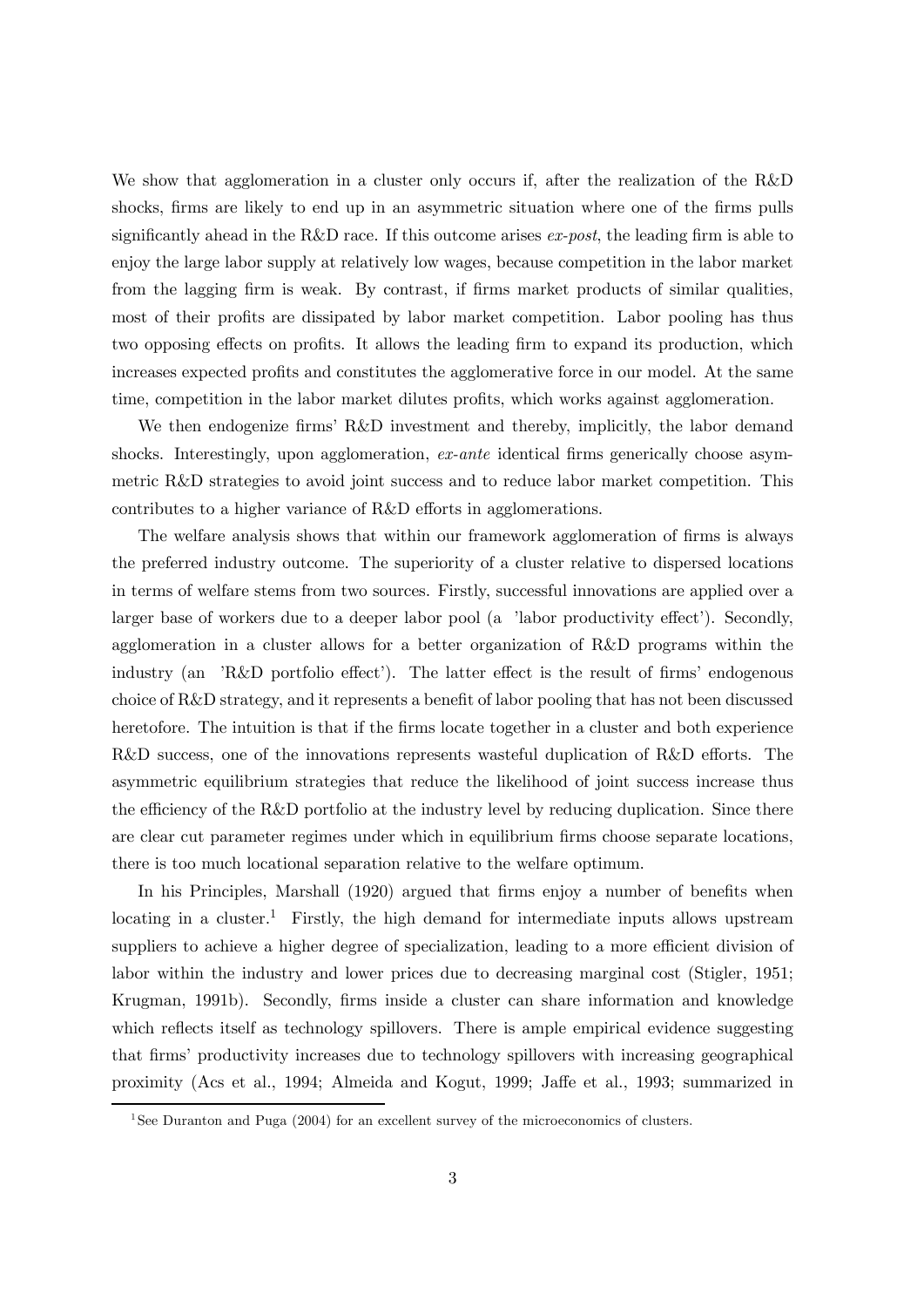We show that agglomeration in a cluster only occurs if, after the realization of the R&D shocks, firms are likely to end up in an asymmetric situation where one of the firms pulls significantly ahead in the R&D race. If this outcome arises *ex-post*, the leading firm is able to enjoy the large labor supply at relatively low wages, because competition in the labor market from the lagging firm is weak. By contrast, if firms market products of similar qualities, most of their profits are dissipated by labor market competition. Labor pooling has thus two opposing effects on profits. It allows the leading firm to expand its production, which increases expected profits and constitutes the agglomerative force in our model. At the same time, competition in the labor market dilutes profits, which works against agglomeration.

We then endogenize firms' R&D investment and thereby, implicitly, the labor demand shocks. Interestingly, upon agglomeration, *ex-ante* identical firms generically choose asymmetric R&D strategies to avoid joint success and to reduce labor market competition. This contributes to a higher variance of R&D efforts in agglomerations.

The welfare analysis shows that within our framework agglomeration of firms is always the preferred industry outcome. The superiority of a cluster relative to dispersed locations in terms of welfare stems from two sources. Firstly, successful innovations are applied over a larger base of workers due to a deeper labor pool (a 'labor productivity effect'). Secondly, agglomeration in a cluster allows for a better organization of R&D programs within the industry (an 'R&D portfolio effect'). The latter effect is the result of firms' endogenous choice of R&D strategy, and it represents a benefit of labor pooling that has not been discussed heretofore. The intuition is that if the firms locate together in a cluster and both experience R&D success, one of the innovations represents wasteful duplication of R&D efforts. The asymmetric equilibrium strategies that reduce the likelihood of joint success increase thus the efficiency of the R&D portfolio at the industry level by reducing duplication. Since there are clear cut parameter regimes under which in equilibrium firms choose separate locations, there is too much locational separation relative to the welfare optimum.

In his Principles, Marshall (1920) argued that firms enjoy a number of benefits when locating in a cluster.[1] Firstly, the high demand for intermediate inputs allows upstream suppliers to achieve a higher degree of specialization, leading to a more efficient division of labor within the industry and lower prices due to decreasing marginal cost (Stigler, 1951; Krugman, 1991b). Secondly, firms inside a cluster can share information and knowledge which reflects itself as technology spillovers. There is ample empirical evidence suggesting that firms' productivity increases due to technology spillovers with increasing geographical proximity (Acs et al., 1994; Almeida and Kogut, 1999; Jaffe et al., 1993; summarized in

[1] See Duranton and Puga (2004) for an excellent survey of the microeconomics of clusters.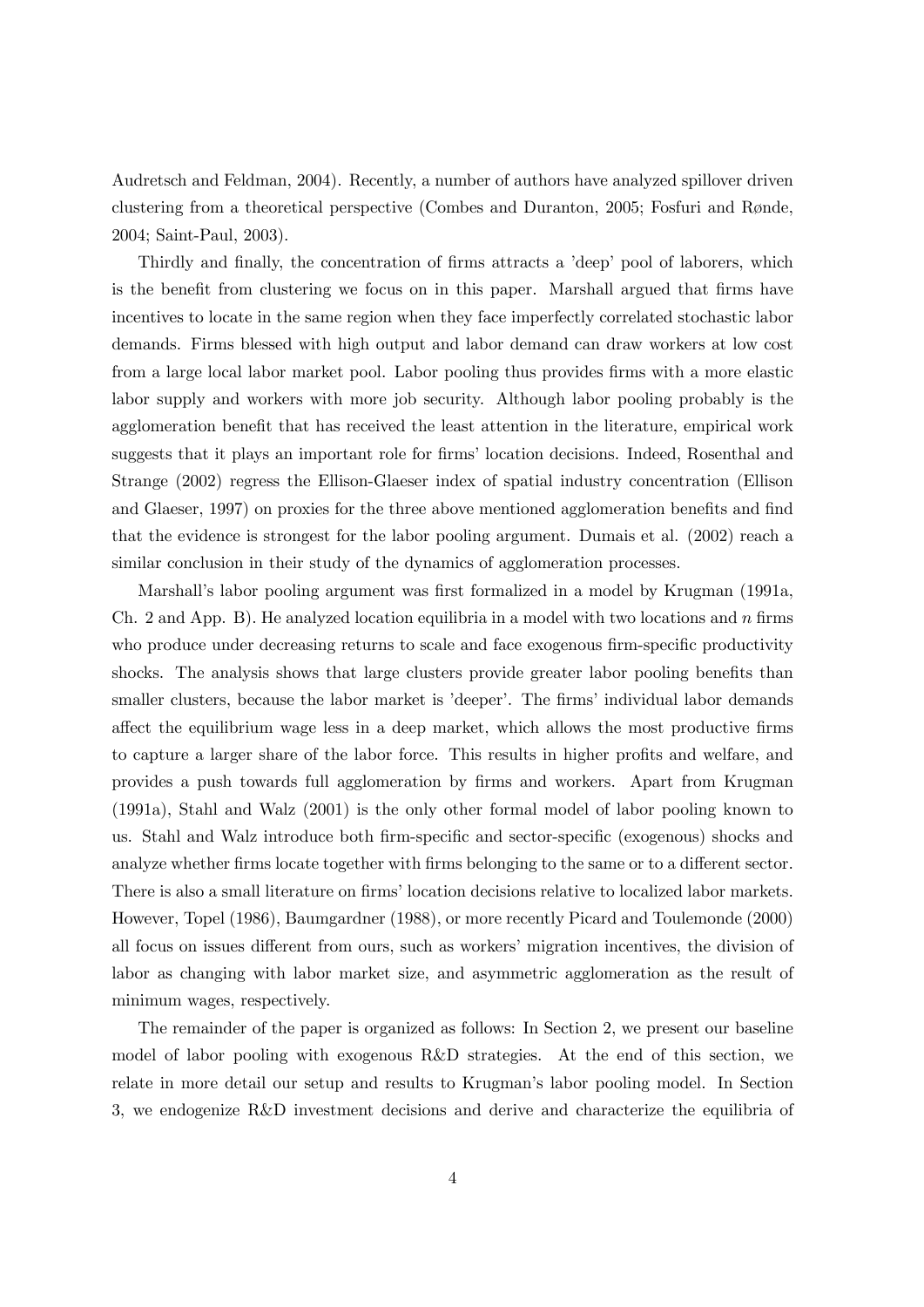Audretsch and Feldman, 2004). Recently, a number of authors have analyzed spillover driven clustering from a theoretical perspective (Combes and Duranton, 2005; Fosfuri and Rønde, 2004; Saint-Paul, 2003).

Thirdly and finally, the concentration of firms attracts a 'deep' pool of laborers, which is the benefit from clustering we focus on in this paper. Marshall argued that firms have incentives to locate in the same region when they face imperfectly correlated stochastic labor demands. Firms blessed with high output and labor demand can draw workers at low cost from a large local labor market pool. Labor pooling thus provides firms with a more elastic labor supply and workers with more job security. Although labor pooling probably is the agglomeration benefit that has received the least attention in the literature, empirical work suggests that it plays an important role for firms' location decisions. Indeed, Rosenthal and Strange (2002) regress the Ellison-Glaeser index of spatial industry concentration (Ellison and Glaeser, 1997) on proxies for the three above mentioned agglomeration benefits and find that the evidence is strongest for the labor pooling argument. Dumais et al. (2002) reach a similar conclusion in their study of the dynamics of agglomeration processes.

Marshall's labor pooling argument was first formalized in a model by Krugman (1991a, Ch. 2 and App. B). He analyzed location equilibria in a model with two locations and $n$ firms who produce under decreasing returns to scale and face exogenous firm-specific productivity shocks. The analysis shows that large clusters provide greater labor pooling benefits than smaller clusters, because the labor market is 'deeper'. The firms' individual labor demands affect the equilibrium wage less in a deep market, which allows the most productive firms to capture a larger share of the labor force. This results in higher profits and welfare, and provides a push towards full agglomeration by firms and workers. Apart from Krugman (1991a), Stahl and Walz (2001) is the only other formal model of labor pooling known to us. Stahl and Walz introduce both firm-specific and sector-specific (exogenous) shocks and analyze whether firms locate together with firms belonging to the same or to a different sector. There is also a small literature on firms' location decisions relative to localized labor markets. However, Topel (1986), Baumgardner (1988), or more recently Picard and Toulemonde (2000) all focus on issues different from ours, such as workers' migration incentives, the division of labor as changing with labor market size, and asymmetric agglomeration as the result of minimum wages, respectively.

The remainder of the paper is organized as follows: In Section 2, we present our baseline model of labor pooling with exogenous R&D strategies. At the end of this section, we relate in more detail our setup and results to Krugman's labor pooling model. In Section 3, we endogenize R&D investment decisions and derive and characterize the equilibria of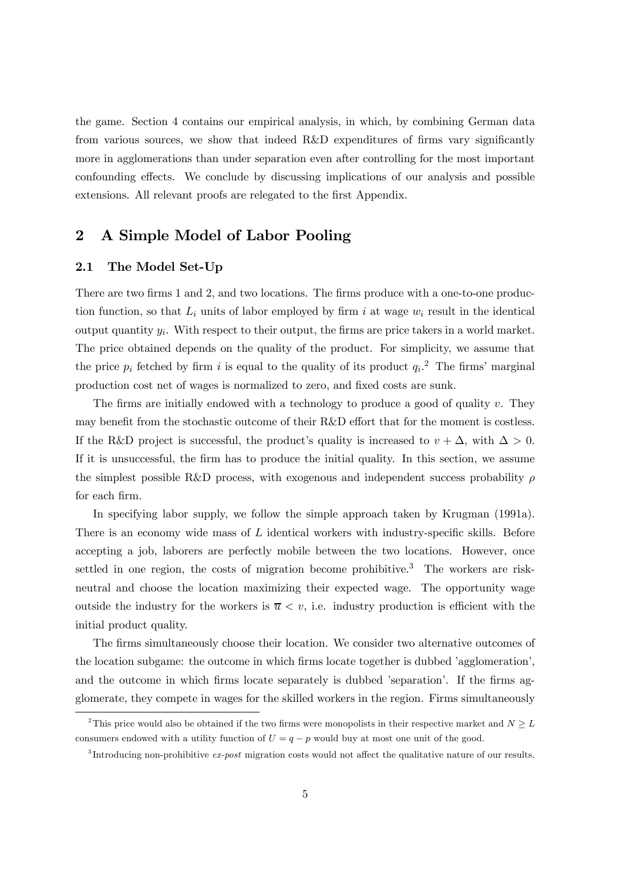the game. Section 4 contains our empirical analysis, in which, by combining German data from various sources, we show that indeed R&D expenditures of firms vary significantly more in agglomerations than under separation even after controlling for the most important confounding effects. We conclude by discussing implications of our analysis and possible extensions. All relevant proofs are relegated to the first Appendix.

## 2 A Simple Model of Labor Pooling

### 2.1 The Model Set-Up

There are two firms 1 and 2, and two locations. The firms produce with a one-to-one production function, so that $L_i$ units of labor employed by firm $i$ at wage $w_i$ result in the identical output quantity $y_i$. With respect to their output, the firms are price takers in a world market. The price obtained depends on the quality of the product. For simplicity, we assume that the price $p_i$ fetched by firm $i$ is equal to the quality of its product $q_i$.[2] The firms' marginal production cost net of wages is normalized to zero, and fixed costs are sunk.

The firms are initially endowed with a technology to produce a good of quality $v$. They may benefit from the stochastic outcome of their R&D effort that for the moment is costless. If the R&D project is successful, the product's quality is increased to $v + \Delta$, with $\Delta > 0$. If it is unsuccessful, the firm has to produce the initial quality. In this section, we assume the simplest possible R&D process, with exogenous and independent success probability $\rho$ for each firm.

In specifying labor supply, we follow the simple approach taken by Krugman (1991a). There is an economy wide mass of $L$ identical workers with industry-specific skills. Before accepting a job, laborers are perfectly mobile between the two locations. However, once settled in one region, the costs of migration become prohibitive.[3] The workers are risk-neutral and choose the location maximizing their expected wage. The opportunity wage outside the industry for the workers is $\overline{w} < v$, i.e. industry production is efficient with the initial product quality.

The firms simultaneously choose their location. We consider two alternative outcomes of the location subgame: the outcome in which firms locate together is dubbed 'agglomeration', and the outcome in which firms locate separately is dubbed 'separation'. If the firms agglomerate, they compete in wages for the skilled workers in the region. Firms simultaneously

---

[2] This price would also be obtained if the two firms were monopolists in their respective market and $N \geq L$ consumers endowed with a utility function of $U = q - p$ would buy at most one unit of the good.

[3] Introducing non-prohibitive *ex-post* migration costs would not affect the qualitative nature of our results.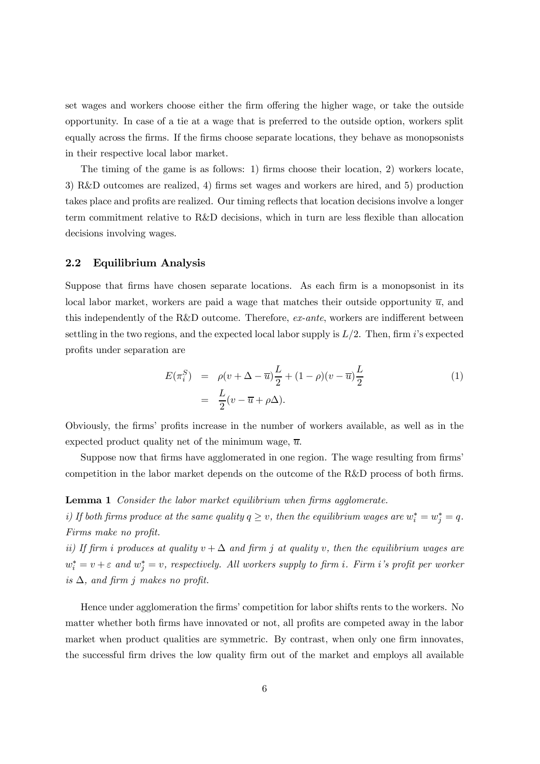set wages and workers choose either the firm offering the higher wage, or take the outside opportunity. In case of a tie at a wage that is preferred to the outside option, workers split equally across the firms. If the firms choose separate locations, they behave as monopsonists in their respective local labor market.

The timing of the game is as follows: 1) firms choose their location, 2) workers locate, 3) R&D outcomes are realized, 4) firms set wages and workers are hired, and 5) production takes place and profits are realized. Our timing reflects that location decisions involve a longer term commitment relative to R&D decisions, which in turn are less flexible than allocation decisions involving wages.

### 2.2 Equilibrium Analysis

Suppose that firms have chosen separate locations. As each firm is a monopsonist in its local labor market, workers are paid a wage that matches their outside opportunity $\overline{u}$, and this independently of the R&D outcome. Therefore, *ex-ante*, workers are indifferent between settling in the two regions, and the expected local labor supply is $L/2$. Then, firm $i$'s expected profits under separation are

$$\begin{aligned} E(\pi_i^S) &= \rho(v + \Delta - \overline{u})\frac{L}{2} + (1-\rho)(v - \overline{u})\frac{L}{2} \\ &= \frac{L}{2}(v - \overline{u} + \rho\Delta). \end{aligned} \tag{1}$$

Obviously, the firms' profits increase in the number of workers available, as well as in the expected product quality net of the minimum wage, $\overline{u}$.

Suppose now that firms have agglomerated in one region. The wage resulting from firms' competition in the labor market depends on the outcome of the R&D process of both firms.

**Lemma 1** *Consider the labor market equilibrium when firms agglomerate.*

*i) If both firms produce at the same quality $q \geq v$, then the equilibrium wages are $w_i^* = w_j^* = q$. Firms make no profit.*

*ii) If firm $i$ produces at quality $v + \Delta$ and firm $j$ at quality $v$, then the equilibrium wages are $w_i^* = v + \varepsilon$ and $w_j^* = v$, respectively. All workers supply to firm $i$. Firm $i$'s profit per worker is $\Delta$, and firm $j$ makes no profit.*

Hence under agglomeration the firms' competition for labor shifts rents to the workers. No matter whether both firms have innovated or not, all profits are competed away in the labor market when product qualities are symmetric. By contrast, when only one firm innovates, the successful firm drives the low quality firm out of the market and employs all available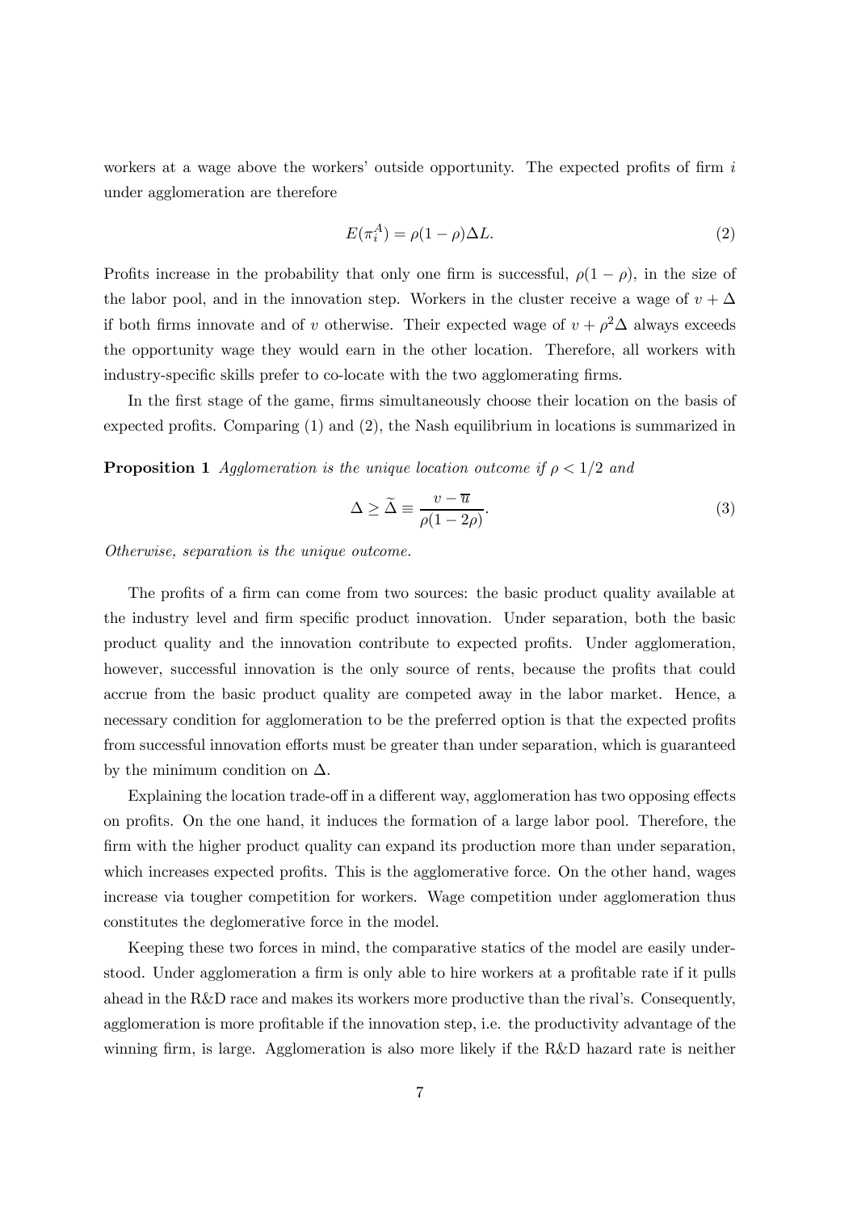workers at a wage above the workers' outside opportunity. The expected profits of firm $i$ under agglomeration are therefore

$$E(\pi_i^A) = \rho(1-\rho)\Delta L. \tag{2}$$

Profits increase in the probability that only one firm is successful, $\rho(1-\rho)$, in the size of the labor pool, and in the innovation step. Workers in the cluster receive a wage of $v + \Delta$ if both firms innovate and of $v$ otherwise. Their expected wage of $v + \rho^2\Delta$ always exceeds the opportunity wage they would earn in the other location. Therefore, all workers with industry-specific skills prefer to co-locate with the two agglomerating firms.

In the first stage of the game, firms simultaneously choose their location on the basis of expected profits. Comparing (1) and (2), the Nash equilibrium in locations is summarized in

**Proposition 1** *Agglomeration is the unique location outcome if $\rho < 1/2$ and*

$$\Delta \geq \widetilde{\Delta} \equiv \frac{v - \overline{u}}{\rho(1-2\rho)}. \tag{3}$$

*Otherwise, separation is the unique outcome.*

The profits of a firm can come from two sources: the basic product quality available at the industry level and firm specific product innovation. Under separation, both the basic product quality and the innovation contribute to expected profits. Under agglomeration, however, successful innovation is the only source of rents, because the profits that could accrue from the basic product quality are competed away in the labor market. Hence, a necessary condition for agglomeration to be the preferred option is that the expected profits from successful innovation efforts must be greater than under separation, which is guaranteed by the minimum condition on $\Delta$.

Explaining the location trade-off in a different way, agglomeration has two opposing effects on profits. On the one hand, it induces the formation of a large labor pool. Therefore, the firm with the higher product quality can expand its production more than under separation, which increases expected profits. This is the agglomerative force. On the other hand, wages increase via tougher competition for workers. Wage competition under agglomeration thus constitutes the deglomerative force in the model.

Keeping these two forces in mind, the comparative statics of the model are easily understood. Under agglomeration a firm is only able to hire workers at a profitable rate if it pulls ahead in the R&D race and makes its workers more productive than the rival's. Consequently, agglomeration is more profitable if the innovation step, i.e. the productivity advantage of the winning firm, is large. Agglomeration is also more likely if the R&D hazard rate is neither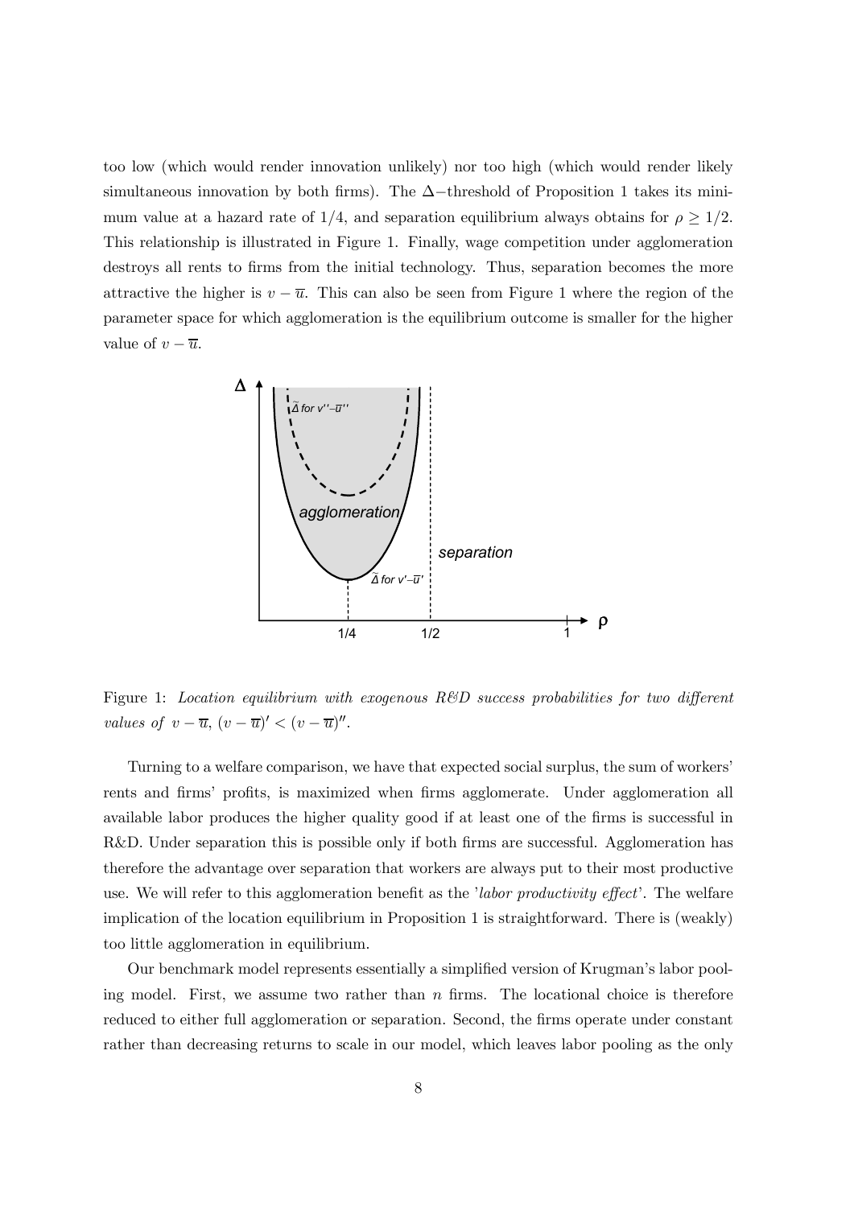too low (which would render innovation unlikely) nor too high (which would render likely simultaneous innovation by both firms). The $\Delta$−threshold of Proposition 1 takes its minimum value at a hazard rate of 1/4, and separation equilibrium always obtains for $\rho \geq 1/2$. This relationship is illustrated in Figure 1. Finally, wage competition under agglomeration destroys all rents to firms from the initial technology. Thus, separation becomes the more attractive the higher is $v - \overline{u}$. This can also be seen from Figure 1 where the region of the parameter space for which agglomeration is the equilibrium outcome is smaller for the higher value of $v - \overline{u}$.

Figure 1: *Location equilibrium with exogenous R&D success probabilities for two different values of* $v - \overline{u}$, $(v - \overline{u})' < (v - \overline{u})''$.

Turning to a welfare comparison, we have that expected social surplus, the sum of workers' rents and firms' profits, is maximized when firms agglomerate. Under agglomeration all available labor produces the higher quality good if at least one of the firms is successful in R&D. Under separation this is possible only if both firms are successful. Agglomeration has therefore the advantage over separation that workers are always put to their most productive use. We will refer to this agglomeration benefit as the '*labor productivity effect*'. The welfare implication of the location equilibrium in Proposition 1 is straightforward. There is (weakly) too little agglomeration in equilibrium.

Our benchmark model represents essentially a simplified version of Krugman's labor pooling model. First, we assume two rather than $n$ firms. The locational choice is therefore reduced to either full agglomeration or separation. Second, the firms operate under constant rather than decreasing returns to scale in our model, which leaves labor pooling as the only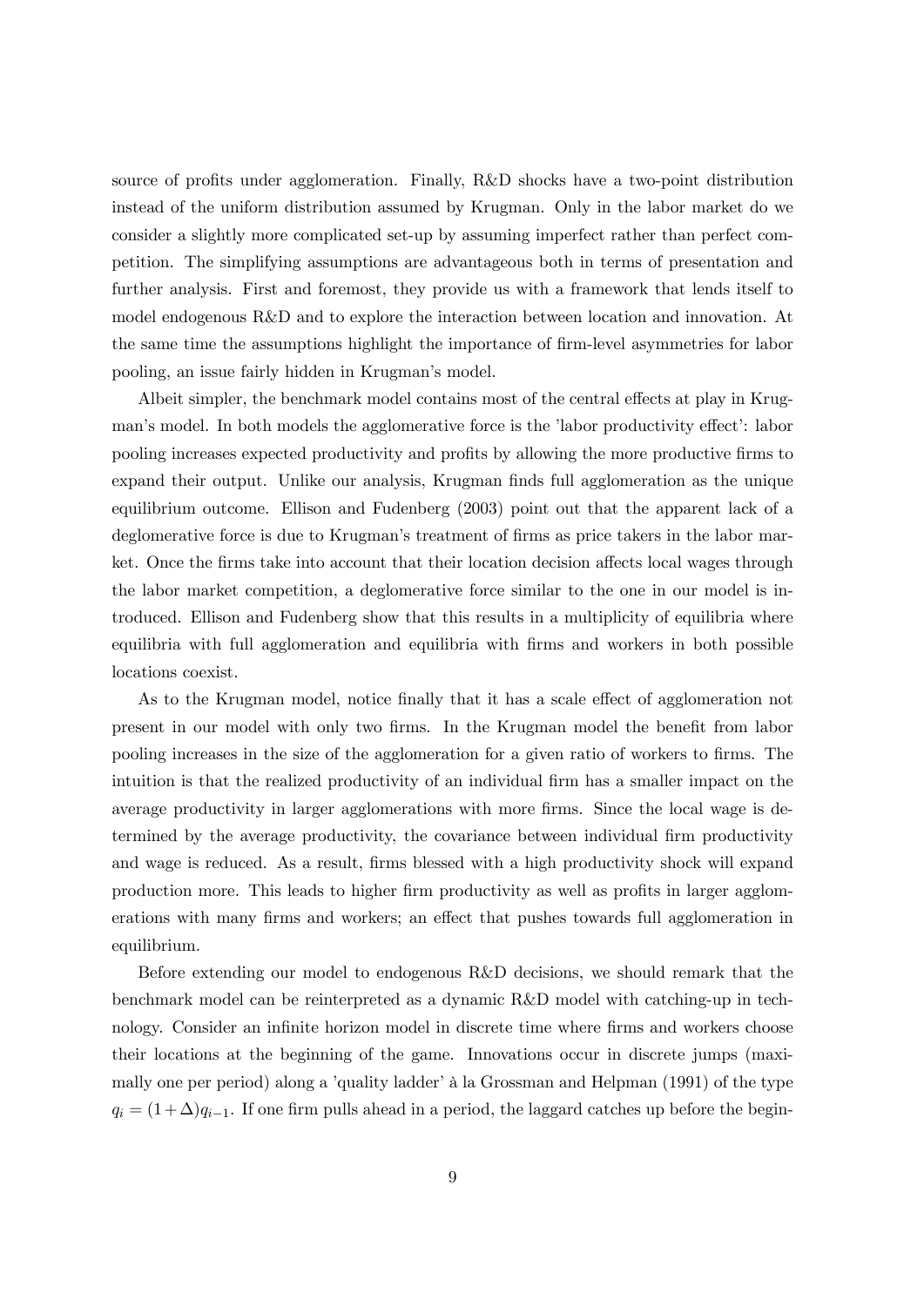source of profits under agglomeration. Finally, R&D shocks have a two-point distribution instead of the uniform distribution assumed by Krugman. Only in the labor market do we consider a slightly more complicated set-up by assuming imperfect rather than perfect competition. The simplifying assumptions are advantageous both in terms of presentation and further analysis. First and foremost, they provide us with a framework that lends itself to model endogenous R&D and to explore the interaction between location and innovation. At the same time the assumptions highlight the importance of firm-level asymmetries for labor pooling, an issue fairly hidden in Krugman's model.

Albeit simpler, the benchmark model contains most of the central effects at play in Krugman's model. In both models the agglomerative force is the 'labor productivity effect': labor pooling increases expected productivity and profits by allowing the more productive firms to expand their output. Unlike our analysis, Krugman finds full agglomeration as the unique equilibrium outcome. Ellison and Fudenberg (2003) point out that the apparent lack of a deglomerative force is due to Krugman's treatment of firms as price takers in the labor market. Once the firms take into account that their location decision affects local wages through the labor market competition, a deglomerative force similar to the one in our model is introduced. Ellison and Fudenberg show that this results in a multiplicity of equilibria where equilibria with full agglomeration and equilibria with firms and workers in both possible locations coexist.

As to the Krugman model, notice finally that it has a scale effect of agglomeration not present in our model with only two firms. In the Krugman model the benefit from labor pooling increases in the size of the agglomeration for a given ratio of workers to firms. The intuition is that the realized productivity of an individual firm has a smaller impact on the average productivity in larger agglomerations with more firms. Since the local wage is determined by the average productivity, the covariance between individual firm productivity and wage is reduced. As a result, firms blessed with a high productivity shock will expand production more. This leads to higher firm productivity as well as profits in larger agglomerations with many firms and workers; an effect that pushes towards full agglomeration in equilibrium.

Before extending our model to endogenous R&D decisions, we should remark that the benchmark model can be reinterpreted as a dynamic R&D model with catching-up in technology. Consider an infinite horizon model in discrete time where firms and workers choose their locations at the beginning of the game. Innovations occur in discrete jumps (maximally one per period) along a 'quality ladder' à la Grossman and Helpman (1991) of the type $q_i = (1+\Delta)q_{i-1}$. If one firm pulls ahead in a period, the laggard catches up before the begin-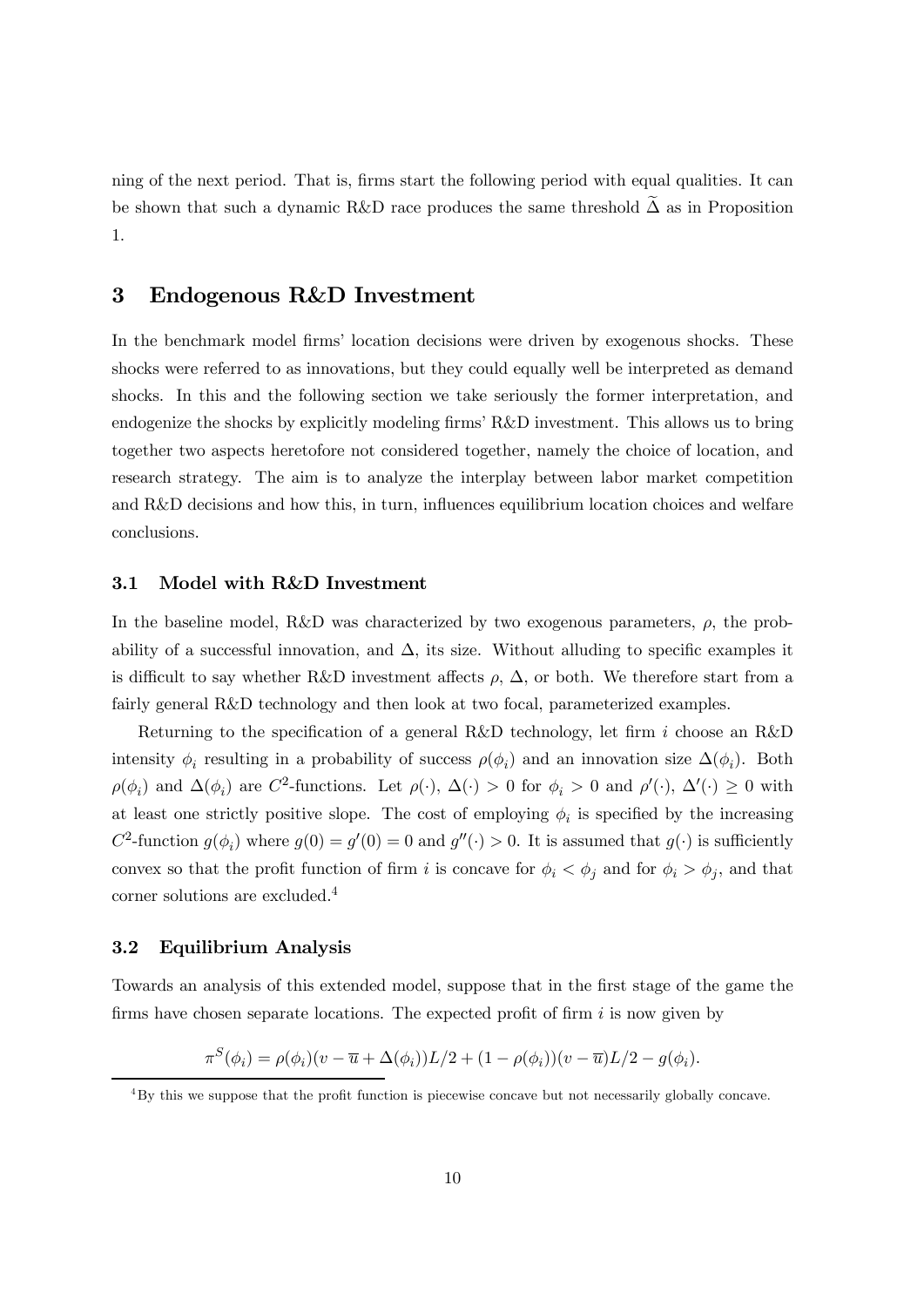ning of the next period. That is, firms start the following period with equal qualities. It can be shown that such a dynamic R&D race produces the same threshold $\widetilde{\Delta}$ as in Proposition 1.

# 3 Endogenous R&D Investment

In the benchmark model firms' location decisions were driven by exogenous shocks. These shocks were referred to as innovations, but they could equally well be interpreted as demand shocks. In this and the following section we take seriously the former interpretation, and endogenize the shocks by explicitly modeling firms' R&D investment. This allows us to bring together two aspects heretofore not considered together, namely the choice of location, and research strategy. The aim is to analyze the interplay between labor market competition and R&D decisions and how this, in turn, influences equilibrium location choices and welfare conclusions.

## 3.1 Model with R&D Investment

In the baseline model, R&D was characterized by two exogenous parameters, $\rho$, the probability of a successful innovation, and $\Delta$, its size. Without alluding to specific examples it is difficult to say whether R&D investment affects $\rho$, $\Delta$, or both. We therefore start from a fairly general R&D technology and then look at two focal, parameterized examples.

Returning to the specification of a general R&D technology, let firm $i$ choose an R&D intensity $\phi_i$ resulting in a probability of success $\rho(\phi_i)$ and an innovation size $\Delta(\phi_i)$. Both $\rho(\phi_i)$ and $\Delta(\phi_i)$ are $C^2$-functions. Let $\rho(\cdot)$, $\Delta(\cdot) > 0$ for $\phi_i > 0$ and $\rho'(\cdot)$, $\Delta'(\cdot) \geq 0$ with at least one strictly positive slope. The cost of employing $\phi_i$ is specified by the increasing $C^2$-function $g(\phi_i)$ where $g(0) = g'(0) = 0$ and $g''(\cdot) > 0$. It is assumed that $g(\cdot)$ is sufficiently convex so that the profit function of firm $i$ is concave for $\phi_i < \phi_j$ and for $\phi_i > \phi_j$, and that corner solutions are excluded.[4]

## 3.2 Equilibrium Analysis

Towards an analysis of this extended model, suppose that in the first stage of the game the firms have chosen separate locations. The expected profit of firm $i$ is now given by

$$\pi^S(\phi_i) = \rho(\phi_i)(v - \overline{u} + \Delta(\phi_i))L/2 + (1 - \rho(\phi_i))(v - \overline{u})L/2 - g(\phi_i).$$

[4]By this we suppose that the profit function is piecewise concave but not necessarily globally concave.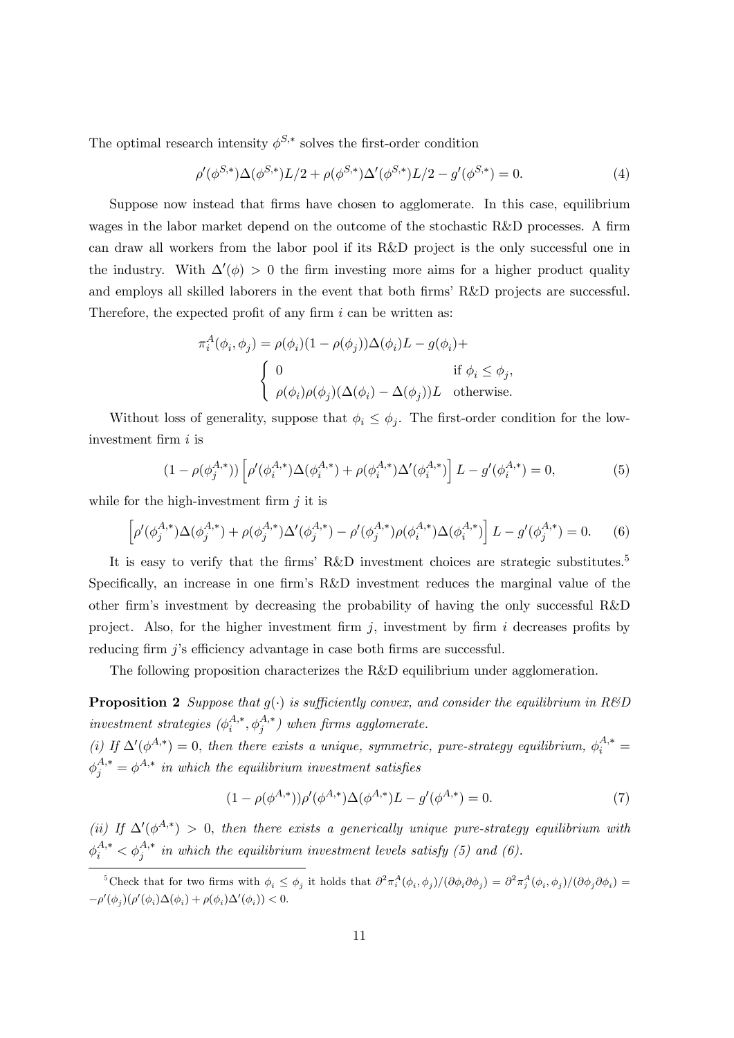The optimal research intensity $\phi^{S,*}$ solves the first-order condition

$$\rho'(\phi^{S,*})\Delta(\phi^{S,*})L/2 + \rho(\phi^{S,*})\Delta'(\phi^{S,*})L/2 - g'(\phi^{S,*}) = 0. \tag{4}$$

Suppose now instead that firms have chosen to agglomerate. In this case, equilibrium wages in the labor market depend on the outcome of the stochastic R&D processes. A firm can draw all workers from the labor pool if its R&D project is the only successful one in the industry. With $\Delta'(\phi) > 0$ the firm investing more aims for a higher product quality and employs all skilled laborers in the event that both firms' R&D projects are successful. Therefore, the expected profit of any firm $i$ can be written as:

$$\pi_i^A(\phi_i, \phi_j) = \rho(\phi_i)(1 - \rho(\phi_j))\Delta(\phi_i)L - g(\phi_i) + \begin{cases} 0 & \text{if } \phi_i \leq \phi_j, \\ \rho(\phi_i)\rho(\phi_j)(\Delta(\phi_i) - \Delta(\phi_j))L & \text{otherwise.} \end{cases}$$

Without loss of generality, suppose that $\phi_i \leq \phi_j$. The first-order condition for the low-investment firm $i$ is

$$(1 - \rho(\phi_j^{A,*}))\left[\rho'(\phi_i^{A,*})\Delta(\phi_i^{A,*}) + \rho(\phi_i^{A,*})\Delta'(\phi_i^{A,*})\right]L - g'(\phi_i^{A,*}) = 0, \tag{5}$$

while for the high-investment firm $j$ it is

$$\left[\rho'(\phi_j^{A,*})\Delta(\phi_j^{A,*}) + \rho(\phi_j^{A,*})\Delta'(\phi_j^{A,*}) - \rho'(\phi_j^{A,*})\rho(\phi_i^{A,*})\Delta(\phi_i^{A,*})\right]L - g'(\phi_j^{A,*}) = 0. \tag{6}$$

It is easy to verify that the firms' R&D investment choices are strategic substitutes.[5] Specifically, an increase in one firm's R&D investment reduces the marginal value of the other firm's investment by decreasing the probability of having the only successful R&D project. Also, for the higher investment firm $j$, investment by firm $i$ decreases profits by reducing firm $j$'s efficiency advantage in case both firms are successful.

The following proposition characterizes the R&D equilibrium under agglomeration.

**Proposition 2** *Suppose that $g(\cdot)$ is sufficiently convex, and consider the equilibrium in R&D investment strategies $(\phi_i^{A,*}, \phi_j^{A,*})$ when firms agglomerate.*

*(i) If $\Delta'(\phi^{A,*}) = 0$, then there exists a unique, symmetric, pure-strategy equilibrium, $\phi_i^{A,*} = \phi_j^{A,*} = \phi^{A,*}$ in which the equilibrium investment satisfies*

$$(1 - \rho(\phi^{A,*}))\rho'(\phi^{A,*})\Delta(\phi^{A,*})L - g'(\phi^{A,*}) = 0. \tag{7}$$

*(ii) If $\Delta'(\phi^{A,*}) > 0$, then there exists a generically unique pure-strategy equilibrium with $\phi_i^{A,*} < \phi_j^{A,*}$ in which the equilibrium investment levels satisfy (5) and (6).*

---

[5] Check that for two firms with $\phi_i \leq \phi_j$ it holds that $\partial^2\pi_i^A(\phi_i, \phi_j)/(\partial\phi_i\partial\phi_j) = \partial^2\pi_j^A(\phi_i, \phi_j)/(\partial\phi_j\partial\phi_i) = -\rho'(\phi_j)(\rho'(\phi_i)\Delta(\phi_i) + \rho(\phi_i)\Delta'(\phi_i)) < 0$.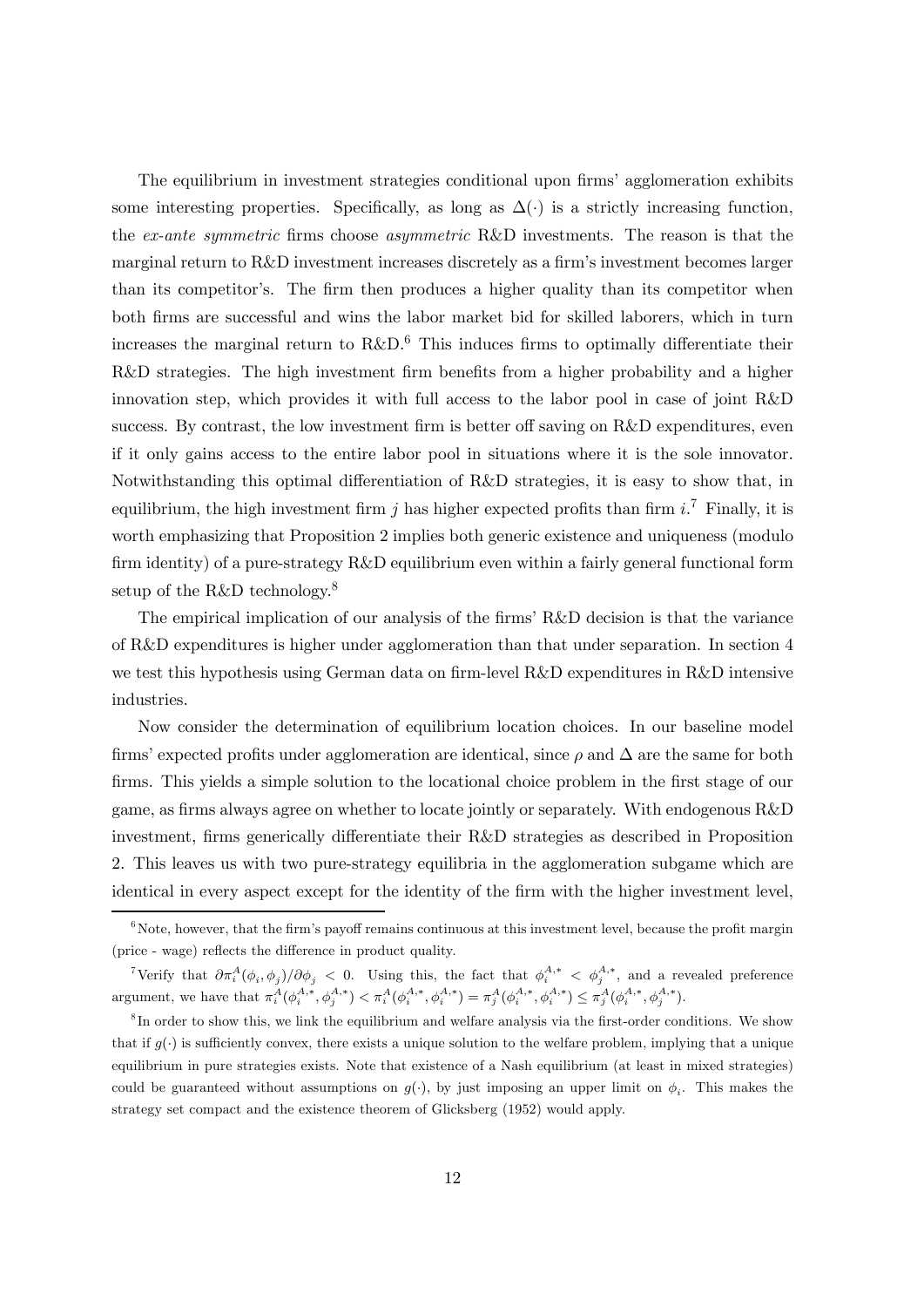The equilibrium in investment strategies conditional upon firms' agglomeration exhibits some interesting properties. Specifically, as long as $\Delta(\cdot)$ is a strictly increasing function, the *ex-ante symmetric* firms choose *asymmetric* R&D investments. The reason is that the marginal return to R&D investment increases discretely as a firm's investment becomes larger than its competitor's. The firm then produces a higher quality than its competitor when both firms are successful and wins the labor market bid for skilled laborers, which in turn increases the marginal return to R&D.[6] This induces firms to optimally differentiate their R&D strategies. The high investment firm benefits from a higher probability and a higher innovation step, which provides it with full access to the labor pool in case of joint R&D success. By contrast, the low investment firm is better off saving on R&D expenditures, even if it only gains access to the entire labor pool in situations where it is the sole innovator. Notwithstanding this optimal differentiation of R&D strategies, it is easy to show that, in equilibrium, the high investment firm $j$ has higher expected profits than firm $i$.[7] Finally, it is worth emphasizing that Proposition 2 implies both generic existence and uniqueness (modulo firm identity) of a pure-strategy R&D equilibrium even within a fairly general functional form setup of the R&D technology.[8]

The empirical implication of our analysis of the firms' R&D decision is that the variance of R&D expenditures is higher under agglomeration than that under separation. In section 4 we test this hypothesis using German data on firm-level R&D expenditures in R&D intensive industries.

Now consider the determination of equilibrium location choices. In our baseline model firms' expected profits under agglomeration are identical, since $\rho$ and $\Delta$ are the same for both firms. This yields a simple solution to the locational choice problem in the first stage of our game, as firms always agree on whether to locate jointly or separately. With endogenous R&D investment, firms generically differentiate their R&D strategies as described in Proposition 2. This leaves us with two pure-strategy equilibria in the agglomeration subgame which are identical in every aspect except for the identity of the firm with the higher investment level,

---

[6] Note, however, that the firm's payoff remains continuous at this investment level, because the profit margin (price - wage) reflects the difference in product quality.

[7] Verify that $\partial \pi_i^A(\phi_i, \phi_j)/\partial \phi_j < 0$. Using this, the fact that $\phi_i^{A,*} < \phi_j^{A,*}$, and a revealed preference argument, we have that $\pi_i^A(\phi_i^{A,*}, \phi_j^{A,*}) < \pi_i^A(\phi_i^{A,*}, \phi_i^{A,*}) = \pi_j^A(\phi_i^{A,*}, \phi_i^{A,*}) \leq \pi_j^A(\phi_i^{A,*}, \phi_j^{A,*})$.

[8] In order to show this, we link the equilibrium and welfare analysis via the first-order conditions. We show that if $g(\cdot)$ is sufficiently convex, there exists a unique solution to the welfare problem, implying that a unique equilibrium in pure strategies exists. Note that existence of a Nash equilibrium (at least in mixed strategies) could be guaranteed without assumptions on $g(\cdot)$, by just imposing an upper limit on $\phi_i$. This makes the strategy set compact and the existence theorem of Glicksberg (1952) would apply.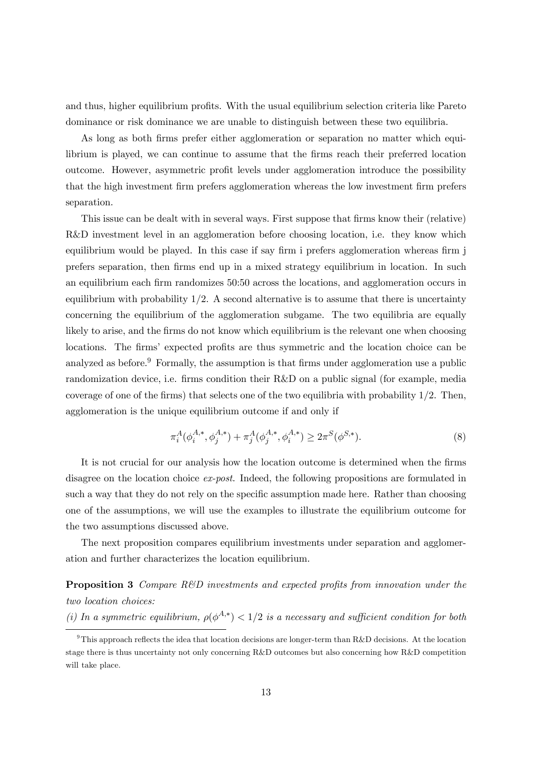and thus, higher equilibrium profits. With the usual equilibrium selection criteria like Pareto dominance or risk dominance we are unable to distinguish between these two equilibria.

As long as both firms prefer either agglomeration or separation no matter which equilibrium is played, we can continue to assume that the firms reach their preferred location outcome. However, asymmetric profit levels under agglomeration introduce the possibility that the high investment firm prefers agglomeration whereas the low investment firm prefers separation.

This issue can be dealt with in several ways. First suppose that firms know their (relative) R&D investment level in an agglomeration before choosing location, i.e. they know which equilibrium would be played. In this case if say firm i prefers agglomeration whereas firm j prefers separation, then firms end up in a mixed strategy equilibrium in location. In such an equilibrium each firm randomizes 50:50 across the locations, and agglomeration occurs in equilibrium with probability 1/2. A second alternative is to assume that there is uncertainty concerning the equilibrium of the agglomeration subgame. The two equilibria are equally likely to arise, and the firms do not know which equilibrium is the relevant one when choosing locations. The firms' expected profits are thus symmetric and the location choice can be analyzed as before.[9] Formally, the assumption is that firms under agglomeration use a public randomization device, i.e. firms condition their R&D on a public signal (for example, media coverage of one of the firms) that selects one of the two equilibria with probability 1/2. Then, agglomeration is the unique equilibrium outcome if and only if

$$\pi_i^A(\phi_i^{A,*}, \phi_j^{A,*}) + \pi_j^A(\phi_j^{A,*}, \phi_i^{A,*}) \geq 2\pi^S(\phi^{S,*}). \tag{8}$$

It is not crucial for our analysis how the location outcome is determined when the firms disagree on the location choice *ex-post*. Indeed, the following propositions are formulated in such a way that they do not rely on the specific assumption made here. Rather than choosing one of the assumptions, we will use the examples to illustrate the equilibrium outcome for the two assumptions discussed above.

The next proposition compares equilibrium investments under separation and agglomeration and further characterizes the location equilibrium.

**Proposition 3** *Compare R&D investments and expected profits from innovation under the two location choices:*
*(i) In a symmetric equilibrium, $\rho(\phi^{A,*}) < 1/2$ is a necessary and sufficient condition for both*

[9] This approach reflects the idea that location decisions are longer-term than R&D decisions. At the location stage there is thus uncertainty not only concerning R&D outcomes but also concerning how R&D competition will take place.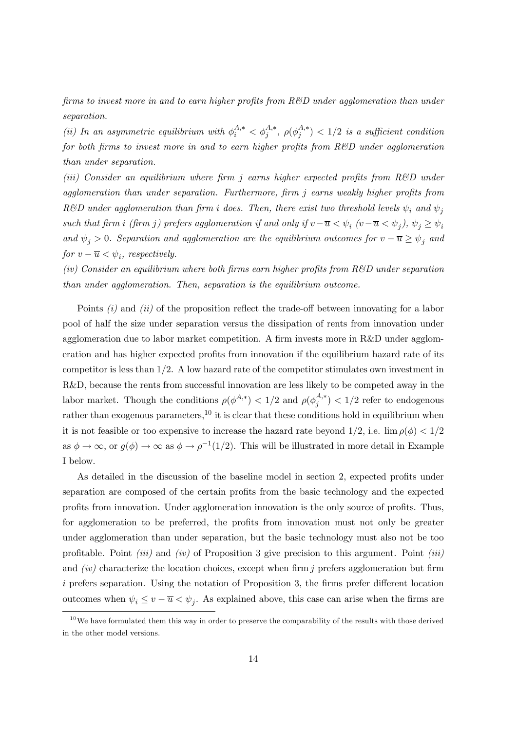*firms to invest more in and to earn higher profits from R&D under agglomeration than under separation.*

*(ii) In an asymmetric equilibrium with $\phi_i^{A,*} < \phi_j^{A,*}$, $\rho(\phi_j^{A,*}) < 1/2$ is a sufficient condition for both firms to invest more in and to earn higher profits from R&D under agglomeration than under separation.*

*(iii) Consider an equilibrium where firm $j$ earns higher expected profits from R&D under agglomeration than under separation. Furthermore, firm $j$ earns weakly higher profits from R&D under agglomeration than firm $i$ does. Then, there exist two threshold levels $\psi_i$ and $\psi_j$ such that firm $i$ (firm $j$) prefers agglomeration if and only if $v - \overline{u} < \psi_i$ ($v - \overline{u} < \psi_j$), $\psi_j \geq \psi_i$ and $\psi_j > 0$. Separation and agglomeration are the equilibrium outcomes for $v - \overline{u} \geq \psi_j$ and for $v - \overline{u} < \psi_i$, respectively.*

*(iv) Consider an equilibrium where both firms earn higher profits from R&D under separation than under agglomeration. Then, separation is the equilibrium outcome.*

Points *(i)* and *(ii)* of the proposition reflect the trade-off between innovating for a labor pool of half the size under separation versus the dissipation of rents from innovation under agglomeration due to labor market competition. A firm invests more in R&D under agglomeration and has higher expected profits from innovation if the equilibrium hazard rate of its competitor is less than $1/2$. A low hazard rate of the competitor stimulates own investment in R&D, because the rents from successful innovation are less likely to be competed away in the labor market. Though the conditions $\rho(\phi^{A,*}) < 1/2$ and $\rho(\phi_j^{A,*}) < 1/2$ refer to endogenous rather than exogenous parameters,[10] it is clear that these conditions hold in equilibrium when it is not feasible or too expensive to increase the hazard rate beyond $1/2$, i.e. $\lim \rho(\phi) < 1/2$ as $\phi \to \infty$, or $g(\phi) \to \infty$ as $\phi \to \rho^{-1}(1/2)$. This will be illustrated in more detail in Example I below.

As detailed in the discussion of the baseline model in section 2, expected profits under separation are composed of the certain profits from the basic technology and the expected profits from innovation. Under agglomeration innovation is the only source of profits. Thus, for agglomeration to be preferred, the profits from innovation must not only be greater under agglomeration than under separation, but the basic technology must also not be too profitable. Point *(iii)* and *(iv)* of Proposition 3 give precision to this argument. Point *(iii)* and *(iv)* characterize the location choices, except when firm $j$ prefers agglomeration but firm $i$ prefers separation. Using the notation of Proposition 3, the firms prefer different location outcomes when $\psi_i \leq v - \overline{u} < \psi_j$. As explained above, this case can arise when the firms are

[10] We have formulated them this way in order to preserve the comparability of the results with those derived in the other model versions.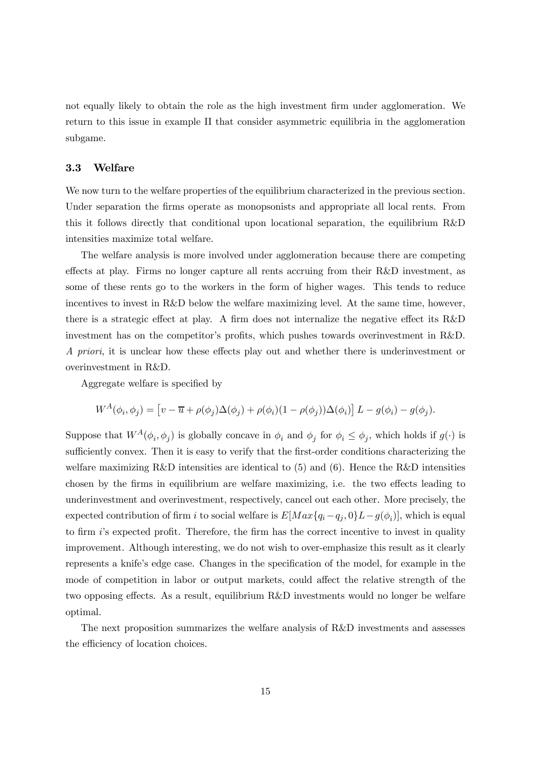not equally likely to obtain the role as the high investment firm under agglomeration. We return to this issue in example II that consider asymmetric equilibria in the agglomeration subgame.

### 3.3 Welfare

We now turn to the welfare properties of the equilibrium characterized in the previous section. Under separation the firms operate as monopsonists and appropriate all local rents. From this it follows directly that conditional upon locational separation, the equilibrium R&D intensities maximize total welfare.

The welfare analysis is more involved under agglomeration because there are competing effects at play. Firms no longer capture all rents accruing from their R&D investment, as some of these rents go to the workers in the form of higher wages. This tends to reduce incentives to invest in R&D below the welfare maximizing level. At the same time, however, there is a strategic effect at play. A firm does not internalize the negative effect its R&D investment has on the competitor's profits, which pushes towards overinvestment in R&D. *A priori*, it is unclear how these effects play out and whether there is underinvestment or overinvestment in R&D.

Aggregate welfare is specified by

$$W^A(\phi_i, \phi_j) = \left[v - \overline{u} + \rho(\phi_j)\Delta(\phi_j) + \rho(\phi_i)(1 - \rho(\phi_j))\Delta(\phi_i)\right] L - g(\phi_i) - g(\phi_j).$$

Suppose that $W^A(\phi_i, \phi_j)$ is globally concave in $\phi_i$ and $\phi_j$ for $\phi_i \leq \phi_j$, which holds if $g(\cdot)$ is sufficiently convex. Then it is easy to verify that the first-order conditions characterizing the welfare maximizing R&D intensities are identical to (5) and (6). Hence the R&D intensities chosen by the firms in equilibrium are welfare maximizing, i.e. the two effects leading to underinvestment and overinvestment, respectively, cancel out each other. More precisely, the expected contribution of firm $i$ to social welfare is $E[Max\{q_i - q_j, 0\}L - g(\phi_i)]$, which is equal to firm $i$'s expected profit. Therefore, the firm has the correct incentive to invest in quality improvement. Although interesting, we do not wish to over-emphasize this result as it clearly represents a knife's edge case. Changes in the specification of the model, for example in the mode of competition in labor or output markets, could affect the relative strength of the two opposing effects. As a result, equilibrium R&D investments would no longer be welfare optimal.

The next proposition summarizes the welfare analysis of R&D investments and assesses the efficiency of location choices.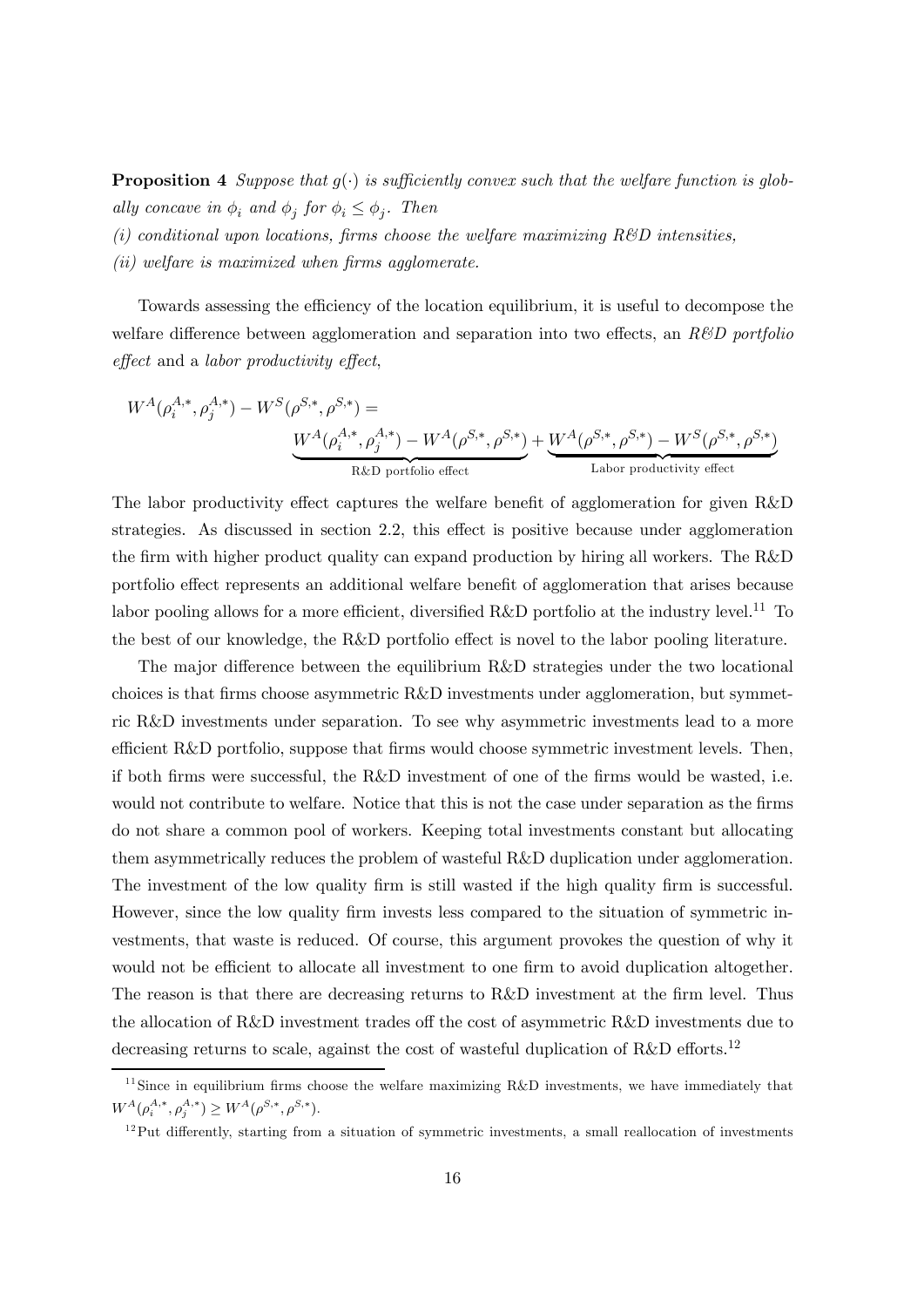**Proposition 4** *Suppose that $g(\cdot)$ is sufficiently convex such that the welfare function is globally concave in $\phi_i$ and $\phi_j$ for $\phi_i \leq \phi_j$. Then*

*(i) conditional upon locations, firms choose the welfare maximizing R&D intensities,*

*(ii) welfare is maximized when firms agglomerate.*

Towards assessing the efficiency of the location equilibrium, it is useful to decompose the welfare difference between agglomeration and separation into two effects, an *R&D portfolio effect* and a *labor productivity effect*,

$$W^A(\rho_i^{A,*}, \rho_j^{A,*}) - W^S(\rho^{S,*}, \rho^{S,*}) = \underbrace{W^A(\rho_i^{A,*}, \rho_j^{A,*}) - W^A(\rho^{S,*}, \rho^{S,*})}_{\text{R\&D portfolio effect}} + \underbrace{W^A(\rho^{S,*}, \rho^{S,*}) - W^S(\rho^{S,*}, \rho^{S,*})}_{\text{Labor productivity effect}}$$

The labor productivity effect captures the welfare benefit of agglomeration for given R&D strategies. As discussed in section 2.2, this effect is positive because under agglomeration the firm with higher product quality can expand production by hiring all workers. The R&D portfolio effect represents an additional welfare benefit of agglomeration that arises because labor pooling allows for a more efficient, diversified R&D portfolio at the industry level.[11] To the best of our knowledge, the R&D portfolio effect is novel to the labor pooling literature.

The major difference between the equilibrium R&D strategies under the two locational choices is that firms choose asymmetric R&D investments under agglomeration, but symmetric R&D investments under separation. To see why asymmetric investments lead to a more efficient R&D portfolio, suppose that firms would choose symmetric investment levels. Then, if both firms were successful, the R&D investment of one of the firms would be wasted, i.e. would not contribute to welfare. Notice that this is not the case under separation as the firms do not share a common pool of workers. Keeping total investments constant but allocating them asymmetrically reduces the problem of wasteful R&D duplication under agglomeration. The investment of the low quality firm is still wasted if the high quality firm is successful. However, since the low quality firm invests less compared to the situation of symmetric investments, that waste is reduced. Of course, this argument provokes the question of why it would not be efficient to allocate all investment to one firm to avoid duplication altogether. The reason is that there are decreasing returns to R&D investment at the firm level. Thus the allocation of R&D investment trades off the cost of asymmetric R&D investments due to decreasing returns to scale, against the cost of wasteful duplication of R&D efforts.[12]

[11] Since in equilibrium firms choose the welfare maximizing R&D investments, we have immediately that $W^A(\rho_i^{A,*}, \rho_j^{A,*}) \geq W^A(\rho^{S,*}, \rho^{S,*})$.

[12] Put differently, starting from a situation of symmetric investments, a small reallocation of investments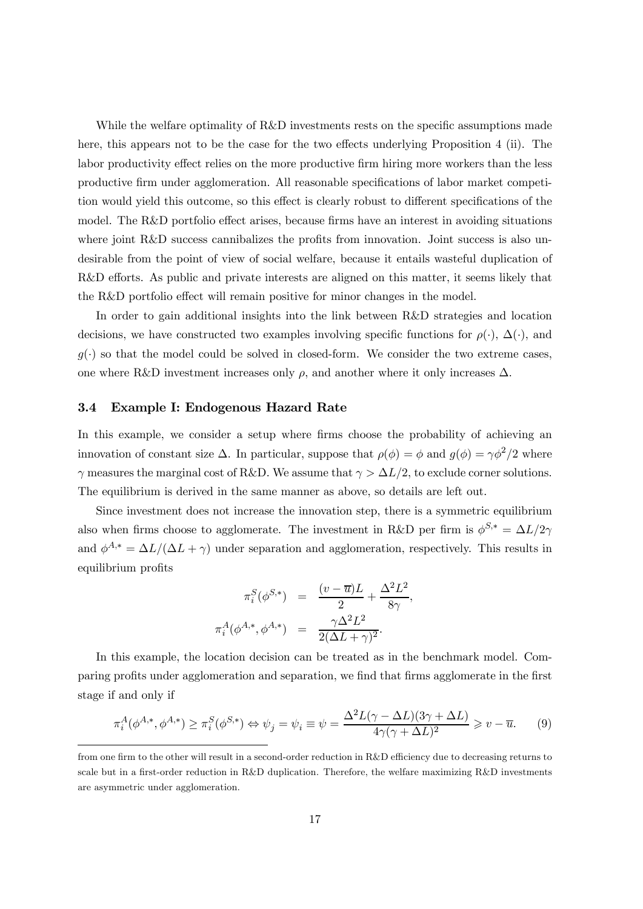While the welfare optimality of R&D investments rests on the specific assumptions made here, this appears not to be the case for the two effects underlying Proposition 4 (ii). The labor productivity effect relies on the more productive firm hiring more workers than the less productive firm under agglomeration. All reasonable specifications of labor market competition would yield this outcome, so this effect is clearly robust to different specifications of the model. The R&D portfolio effect arises, because firms have an interest in avoiding situations where joint R&D success cannibalizes the profits from innovation. Joint success is also undesirable from the point of view of social welfare, because it entails wasteful duplication of R&D efforts. As public and private interests are aligned on this matter, it seems likely that the R&D portfolio effect will remain positive for minor changes in the model.

In order to gain additional insights into the link between R&D strategies and location decisions, we have constructed two examples involving specific functions for $\rho(\cdot)$, $\Delta(\cdot)$, and $g(\cdot)$ so that the model could be solved in closed-form. We consider the two extreme cases, one where R&D investment increases only $\rho$, and another where it only increases $\Delta$.

### 3.4 Example I: Endogenous Hazard Rate

In this example, we consider a setup where firms choose the probability of achieving an innovation of constant size $\Delta$. In particular, suppose that $\rho(\phi) = \phi$ and $g(\phi) = \gamma\phi^2/2$ where $\gamma$ measures the marginal cost of R&D. We assume that $\gamma > \Delta L/2$, to exclude corner solutions. The equilibrium is derived in the same manner as above, so details are left out.

Since investment does not increase the innovation step, there is a symmetric equilibrium also when firms choose to agglomerate. The investment in R&D per firm is $\phi^{S,*} = \Delta L/2\gamma$ and $\phi^{A,*} = \Delta L/(\Delta L + \gamma)$ under separation and agglomeration, respectively. This results in equilibrium profits

$$
\begin{aligned}
\pi_i^S(\phi^{S,*}) &= \frac{(v - \overline{u})L}{2} + \frac{\Delta^2 L^2}{8\gamma}, \\
\pi_i^A(\phi^{A,*}, \phi^{A,*}) &= \frac{\gamma \Delta^2 L^2}{2(\Delta L + \gamma)^2}.
\end{aligned}
$$

In this example, the location decision can be treated as in the benchmark model. Comparing profits under agglomeration and separation, we find that firms agglomerate in the first stage if and only if

$$
\pi_i^A(\phi^{A,*}, \phi^{A,*}) \geq \pi_i^S(\phi^{S,*}) \Leftrightarrow \psi_j = \psi_i \equiv \psi = \frac{\Delta^2 L(\gamma - \Delta L)(3\gamma + \Delta L)}{4\gamma(\gamma + \Delta L)^2} \gtrless v - \overline{u}. \qquad (9)
$$

---

from one firm to the other will result in a second-order reduction in R&D efficiency due to decreasing returns to scale but in a first-order reduction in R&D duplication. Therefore, the welfare maximizing R&D investments are asymmetric under agglomeration.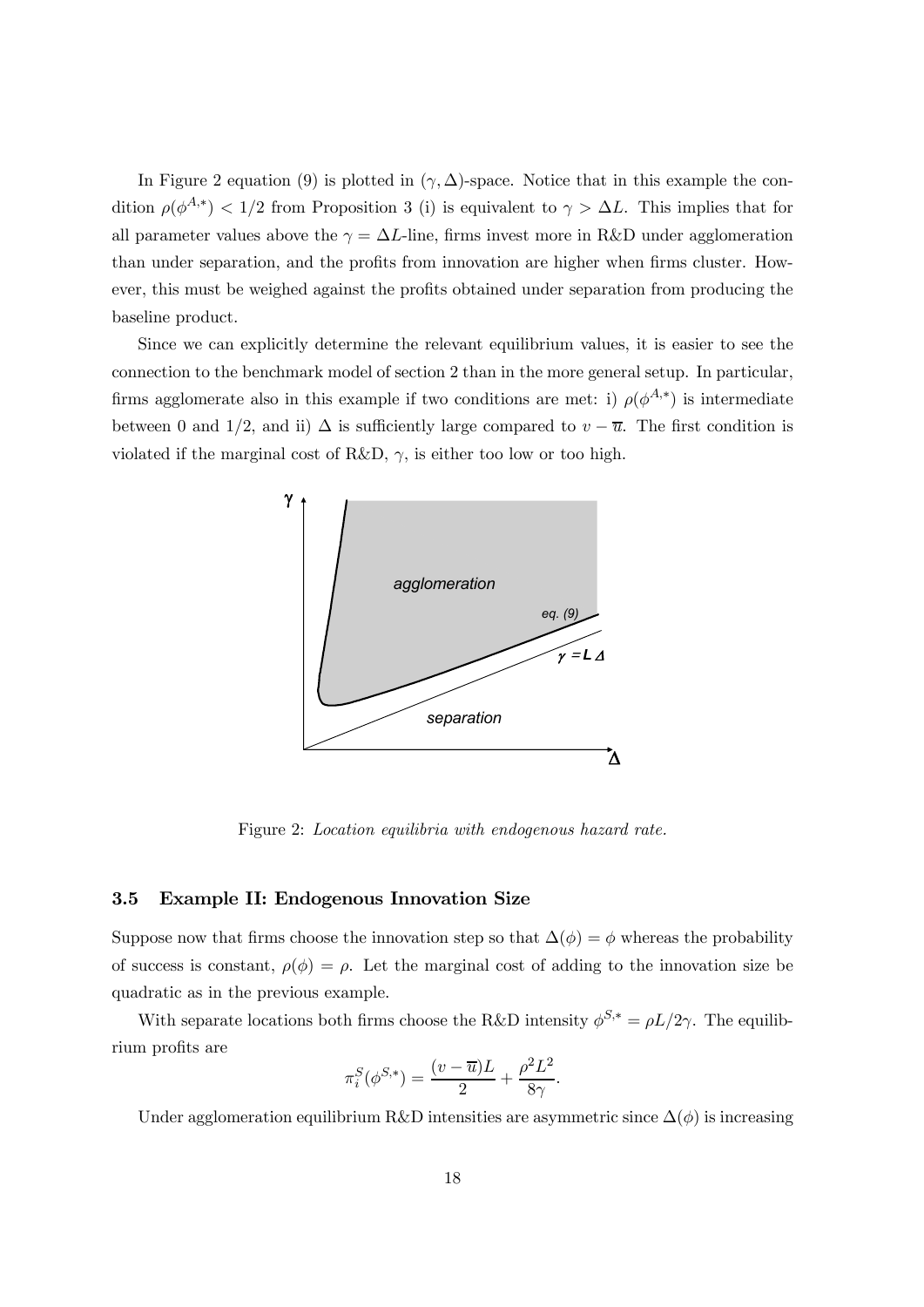In Figure 2 equation (9) is plotted in $(\gamma, \Delta)$-space. Notice that in this example the condition $\rho(\phi^{A,*}) < 1/2$ from Proposition 3 (i) is equivalent to $\gamma > \Delta L$. This implies that for all parameter values above the $\gamma = \Delta L$-line, firms invest more in R&D under agglomeration than under separation, and the profits from innovation are higher when firms cluster. However, this must be weighed against the profits obtained under separation from producing the baseline product.

Since we can explicitly determine the relevant equilibrium values, it is easier to see the connection to the benchmark model of section 2 than in the more general setup. In particular, firms agglomerate also in this example if two conditions are met: i) $\rho(\phi^{A,*})$ is intermediate between 0 and 1/2, and ii) $\Delta$ is sufficiently large compared to $v - \overline{u}$. The first condition is violated if the marginal cost of R&D, $\gamma$, is either too low or too high.

Figure 2: *Location equilibria with endogenous hazard rate.*

### 3.5 Example II: Endogenous Innovation Size

Suppose now that firms choose the innovation step so that $\Delta(\phi) = \phi$ whereas the probability of success is constant, $\rho(\phi) = \rho$. Let the marginal cost of adding to the innovation size be quadratic as in the previous example.

With separate locations both firms choose the R&D intensity $\phi^{S,*} = \rho L/2\gamma$. The equilibrium profits are

$$\pi_i^S(\phi^{S,*}) = \frac{(v - \overline{u})L}{2} + \frac{\rho^2 L^2}{8\gamma}.$$

Under agglomeration equilibrium R&D intensities are asymmetric since $\Delta(\phi)$ is increasing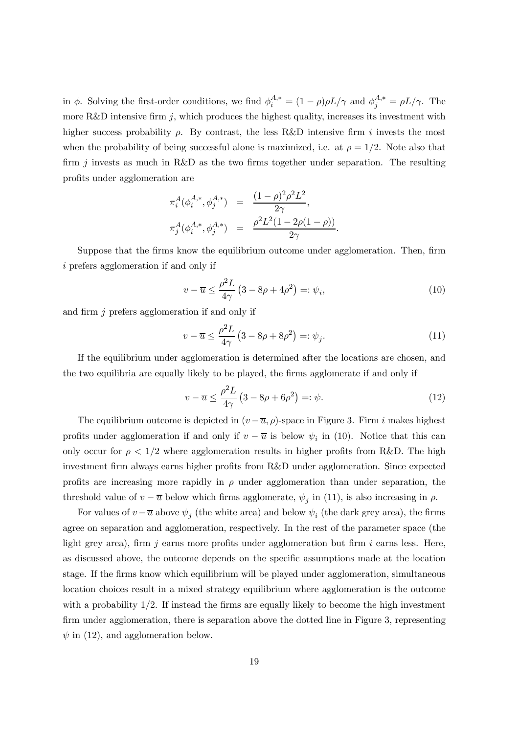in $\phi$. Solving the first-order conditions, we find $\phi_i^{A,*} = (1-\rho)\rho L/\gamma$ and $\phi_j^{A,*} = \rho L/\gamma$. The more R&D intensive firm $j$, which produces the highest quality, increases its investment with higher success probability $\rho$. By contrast, the less R&D intensive firm $i$ invests the most when the probability of being successful alone is maximized, i.e. at $\rho = 1/2$. Note also that firm $j$ invests as much in R&D as the two firms together under separation. The resulting profits under agglomeration are

$$
\begin{aligned}
\pi_i^A(\phi_i^{A,*}, \phi_j^{A,*}) &= \frac{(1-\rho)^2 \rho^2 L^2}{2\gamma}, \\
\pi_j^A(\phi_i^{A,*}, \phi_j^{A,*}) &= \frac{\rho^2 L^2 (1 - 2\rho(1-\rho))}{2\gamma}.
\end{aligned}
$$

Suppose that the firms know the equilibrium outcome under agglomeration. Then, firm $i$ prefers agglomeration if and only if

$$
v - \overline{u} \leq \frac{\rho^2 L}{4\gamma}\left(3 - 8\rho + 4\rho^2\right) =: \psi_i, \tag{10}
$$

and firm $j$ prefers agglomeration if and only if

$$
v - \overline{u} \leq \frac{\rho^2 L}{4\gamma}\left(3 - 8\rho + 8\rho^2\right) =: \psi_j. \tag{11}
$$

If the equilibrium under agglomeration is determined after the locations are chosen, and the two equilibria are equally likely to be played, the firms agglomerate if and only if

$$
v - \overline{u} \leq \frac{\rho^2 L}{4\gamma}\left(3 - 8\rho + 6\rho^2\right) =: \psi. \tag{12}
$$

The equilibrium outcome is depicted in $(v - \overline{u}, \rho)$-space in Figure 3. Firm $i$ makes highest profits under agglomeration if and only if $v - \overline{u}$ is below $\psi_i$ in (10). Notice that this can only occur for $\rho < 1/2$ where agglomeration results in higher profits from R&D. The high investment firm always earns higher profits from R&D under agglomeration. Since expected profits are increasing more rapidly in $\rho$ under agglomeration than under separation, the threshold value of $v - \overline{u}$ below which firms agglomerate, $\psi_j$ in (11), is also increasing in $\rho$.

For values of $v - \overline{u}$ above $\psi_j$ (the white area) and below $\psi_i$ (the dark grey area), the firms agree on separation and agglomeration, respectively. In the rest of the parameter space (the light grey area), firm $j$ earns more profits under agglomeration but firm $i$ earns less. Here, as discussed above, the outcome depends on the specific assumptions made at the location stage. If the firms know which equilibrium will be played under agglomeration, simultaneous location choices result in a mixed strategy equilibrium where agglomeration is the outcome with a probability $1/2$. If instead the firms are equally likely to become the high investment firm under agglomeration, there is separation above the dotted line in Figure 3, representing $\psi$ in (12), and agglomeration below.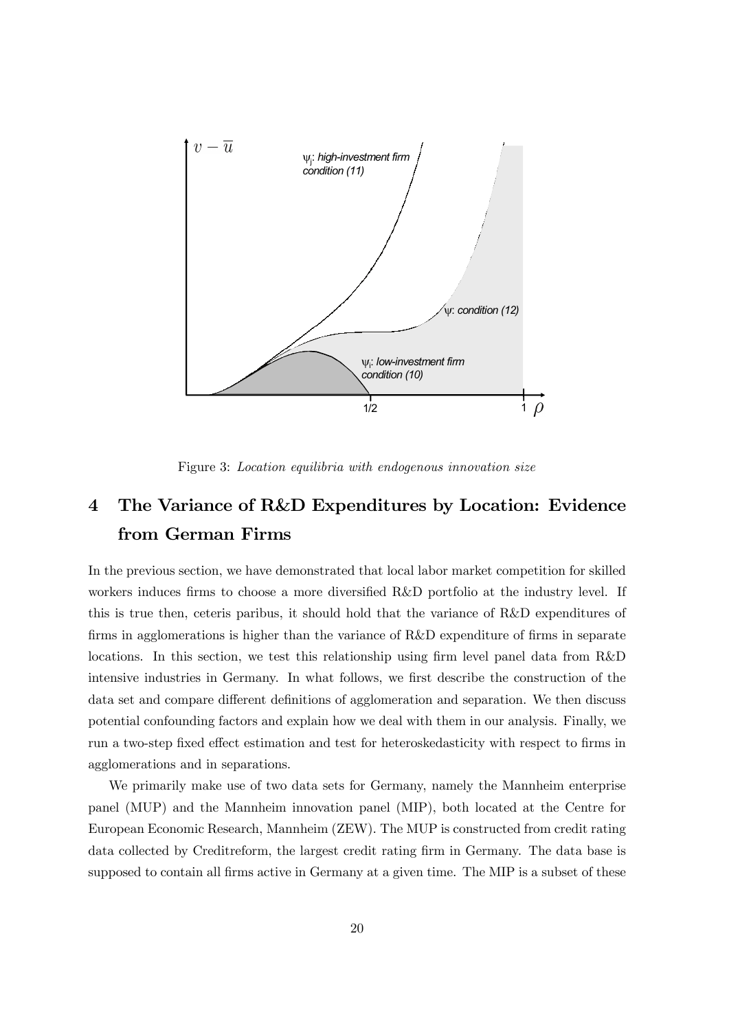Figure 3: *Location equilibria with endogenous innovation size*

## 4 The Variance of R&D Expenditures by Location: Evidence from German Firms

In the previous section, we have demonstrated that local labor market competition for skilled workers induces firms to choose a more diversified R&D portfolio at the industry level. If this is true then, ceteris paribus, it should hold that the variance of R&D expenditures of firms in agglomerations is higher than the variance of R&D expenditure of firms in separate locations. In this section, we test this relationship using firm level panel data from R&D intensive industries in Germany. In what follows, we first describe the construction of the data set and compare different definitions of agglomeration and separation. We then discuss potential confounding factors and explain how we deal with them in our analysis. Finally, we run a two-step fixed effect estimation and test for heteroskedasticity with respect to firms in agglomerations and in separations.

We primarily make use of two data sets for Germany, namely the Mannheim enterprise panel (MUP) and the Mannheim innovation panel (MIP), both located at the Centre for European Economic Research, Mannheim (ZEW). The MUP is constructed from credit rating data collected by Creditreform, the largest credit rating firm in Germany. The data base is supposed to contain all firms active in Germany at a given time. The MIP is a subset of these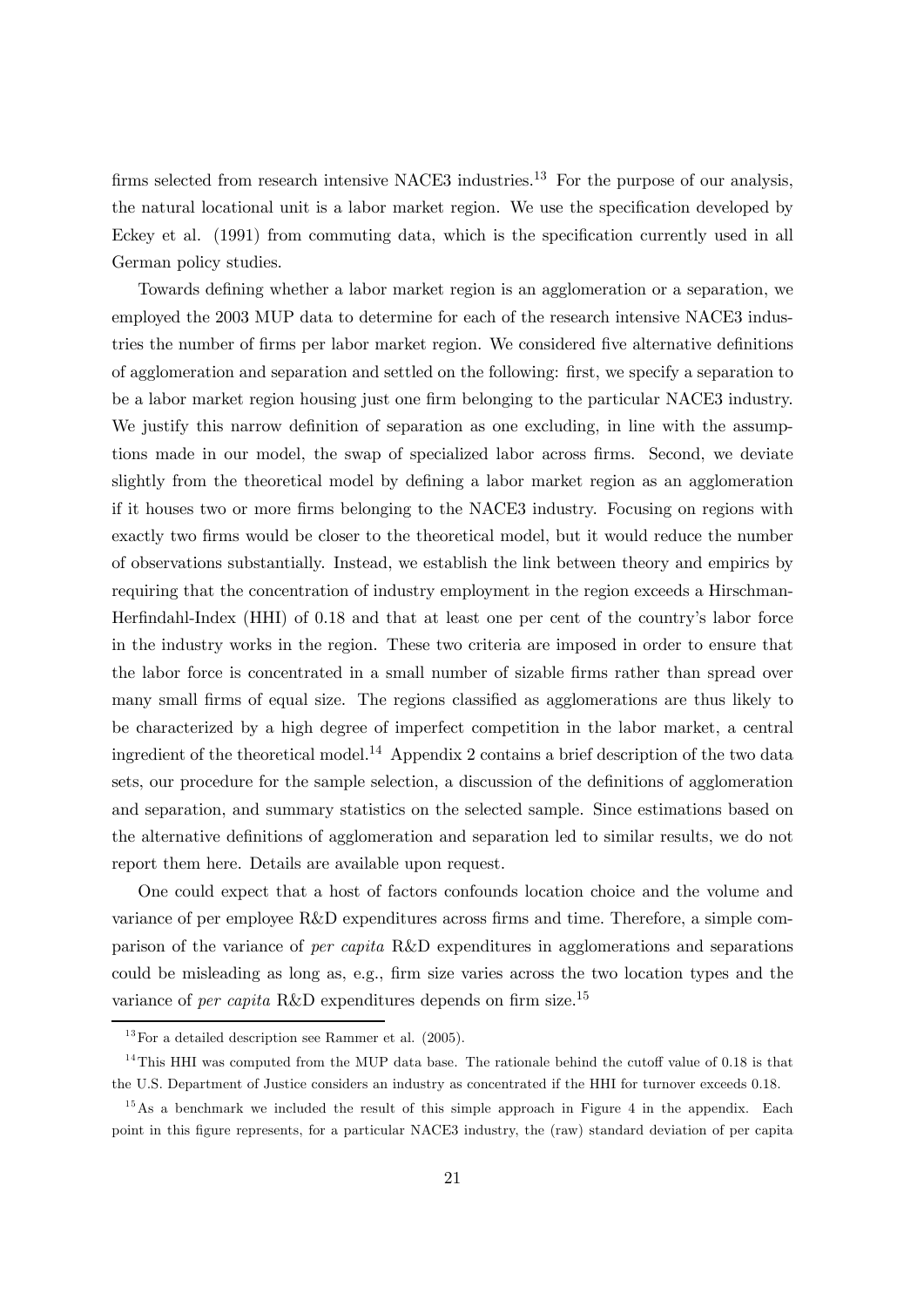firms selected from research intensive NACE3 industries.[13] For the purpose of our analysis, the natural locational unit is a labor market region. We use the specification developed by Eckey et al. (1991) from commuting data, which is the specification currently used in all German policy studies.

Towards defining whether a labor market region is an agglomeration or a separation, we employed the 2003 MUP data to determine for each of the research intensive NACE3 industries the number of firms per labor market region. We considered five alternative definitions of agglomeration and separation and settled on the following: first, we specify a separation to be a labor market region housing just one firm belonging to the particular NACE3 industry. We justify this narrow definition of separation as one excluding, in line with the assumptions made in our model, the swap of specialized labor across firms. Second, we deviate slightly from the theoretical model by defining a labor market region as an agglomeration if it houses two or more firms belonging to the NACE3 industry. Focusing on regions with exactly two firms would be closer to the theoretical model, but it would reduce the number of observations substantially. Instead, we establish the link between theory and empirics by requiring that the concentration of industry employment in the region exceeds a Hirschman-Herfindahl-Index (HHI) of 0.18 and that at least one per cent of the country's labor force in the industry works in the region. These two criteria are imposed in order to ensure that the labor force is concentrated in a small number of sizable firms rather than spread over many small firms of equal size. The regions classified as agglomerations are thus likely to be characterized by a high degree of imperfect competition in the labor market, a central ingredient of the theoretical model.[14] Appendix 2 contains a brief description of the two data sets, our procedure for the sample selection, a discussion of the definitions of agglomeration and separation, and summary statistics on the selected sample. Since estimations based on the alternative definitions of agglomeration and separation led to similar results, we do not report them here. Details are available upon request.

One could expect that a host of factors confounds location choice and the volume and variance of per employee R&D expenditures across firms and time. Therefore, a simple comparison of the variance of *per capita* R&D expenditures in agglomerations and separations could be misleading as long as, e.g., firm size varies across the two location types and the variance of *per capita* R&D expenditures depends on firm size.[15]

---

[13] For a detailed description see Rammer et al. (2005).

[14] This HHI was computed from the MUP data base. The rationale behind the cutoff value of 0.18 is that the U.S. Department of Justice considers an industry as concentrated if the HHI for turnover exceeds 0.18.

[15] As a benchmark we included the result of this simple approach in Figure 4 in the appendix. Each point in this figure represents, for a particular NACE3 industry, the (raw) standard deviation of per capita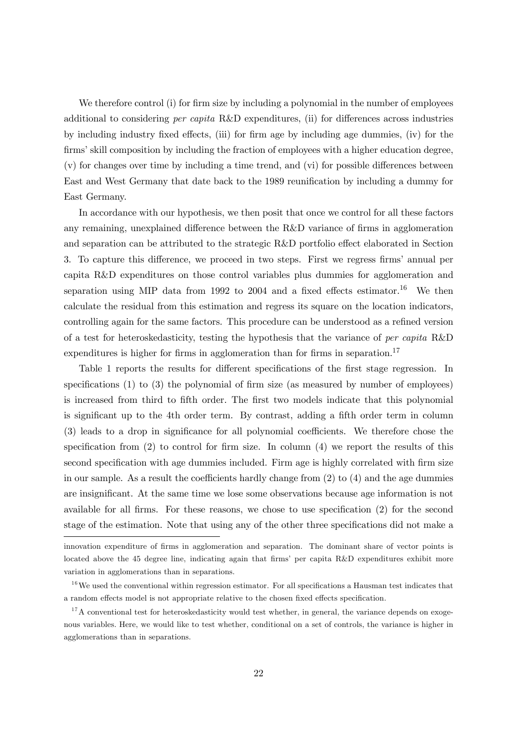We therefore control (i) for firm size by including a polynomial in the number of employees additional to considering *per capita* R&D expenditures, (ii) for differences across industries by including industry fixed effects, (iii) for firm age by including age dummies, (iv) for the firms' skill composition by including the fraction of employees with a higher education degree, (v) for changes over time by including a time trend, and (vi) for possible differences between East and West Germany that date back to the 1989 reunification by including a dummy for East Germany.

In accordance with our hypothesis, we then posit that once we control for all these factors any remaining, unexplained difference between the R&D variance of firms in agglomeration and separation can be attributed to the strategic R&D portfolio effect elaborated in Section 3. To capture this difference, we proceed in two steps. First we regress firms' annual per capita R&D expenditures on those control variables plus dummies for agglomeration and separation using MIP data from 1992 to 2004 and a fixed effects estimator.[16] We then calculate the residual from this estimation and regress its square on the location indicators, controlling again for the same factors. This procedure can be understood as a refined version of a test for heteroskedasticity, testing the hypothesis that the variance of *per capita* R&D expenditures is higher for firms in agglomeration than for firms in separation.[17]

Table 1 reports the results for different specifications of the first stage regression. In specifications (1) to (3) the polynomial of firm size (as measured by number of employees) is increased from third to fifth order. The first two models indicate that this polynomial is significant up to the 4th order term. By contrast, adding a fifth order term in column (3) leads to a drop in significance for all polynomial coefficients. We therefore chose the specification from (2) to control for firm size. In column (4) we report the results of this second specification with age dummies included. Firm age is highly correlated with firm size in our sample. As a result the coefficients hardly change from (2) to (4) and the age dummies are insignificant. At the same time we lose some observations because age information is not available for all firms. For these reasons, we chose to use specification (2) for the second stage of the estimation. Note that using any of the other three specifications did not make a

---

innovation expenditure of firms in agglomeration and separation. The dominant share of vector points is located above the 45 degree line, indicating again that firms' per capita R&D expenditures exhibit more variation in agglomerations than in separations.

[16] We used the conventional within regression estimator. For all specifications a Hausman test indicates that a random effects model is not appropriate relative to the chosen fixed effects specification.

[17] A conventional test for heteroskedasticity would test whether, in general, the variance depends on exogenous variables. Here, we would like to test whether, conditional on a set of controls, the variance is higher in agglomerations than in separations.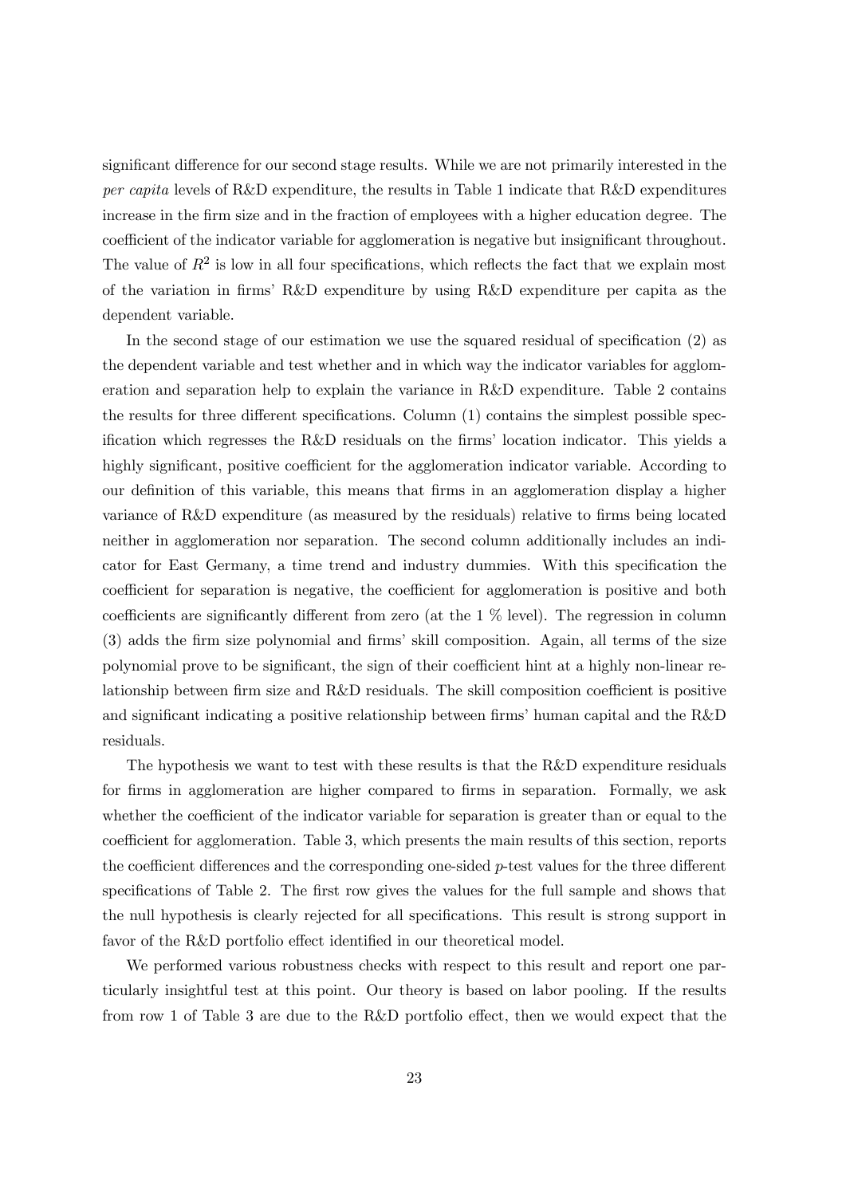significant difference for our second stage results. While we are not primarily interested in the *per capita* levels of R&D expenditure, the results in Table 1 indicate that R&D expenditures increase in the firm size and in the fraction of employees with a higher education degree. The coefficient of the indicator variable for agglomeration is negative but insignificant throughout. The value of $R^2$ is low in all four specifications, which reflects the fact that we explain most of the variation in firms' R&D expenditure by using R&D expenditure per capita as the dependent variable.

In the second stage of our estimation we use the squared residual of specification (2) as the dependent variable and test whether and in which way the indicator variables for agglomeration and separation help to explain the variance in R&D expenditure. Table 2 contains the results for three different specifications. Column (1) contains the simplest possible specification which regresses the R&D residuals on the firms' location indicator. This yields a highly significant, positive coefficient for the agglomeration indicator variable. According to our definition of this variable, this means that firms in an agglomeration display a higher variance of R&D expenditure (as measured by the residuals) relative to firms being located neither in agglomeration nor separation. The second column additionally includes an indicator for East Germany, a time trend and industry dummies. With this specification the coefficient for separation is negative, the coefficient for agglomeration is positive and both coefficients are significantly different from zero (at the 1 % level). The regression in column (3) adds the firm size polynomial and firms' skill composition. Again, all terms of the size polynomial prove to be significant, the sign of their coefficient hint at a highly non-linear relationship between firm size and R&D residuals. The skill composition coefficient is positive and significant indicating a positive relationship between firms' human capital and the R&D residuals.

The hypothesis we want to test with these results is that the R&D expenditure residuals for firms in agglomeration are higher compared to firms in separation. Formally, we ask whether the coefficient of the indicator variable for separation is greater than or equal to the coefficient for agglomeration. Table 3, which presents the main results of this section, reports the coefficient differences and the corresponding one-sided $p$-test values for the three different specifications of Table 2. The first row gives the values for the full sample and shows that the null hypothesis is clearly rejected for all specifications. This result is strong support in favor of the R&D portfolio effect identified in our theoretical model.

We performed various robustness checks with respect to this result and report one particularly insightful test at this point. Our theory is based on labor pooling. If the results from row 1 of Table 3 are due to the R&D portfolio effect, then we would expect that the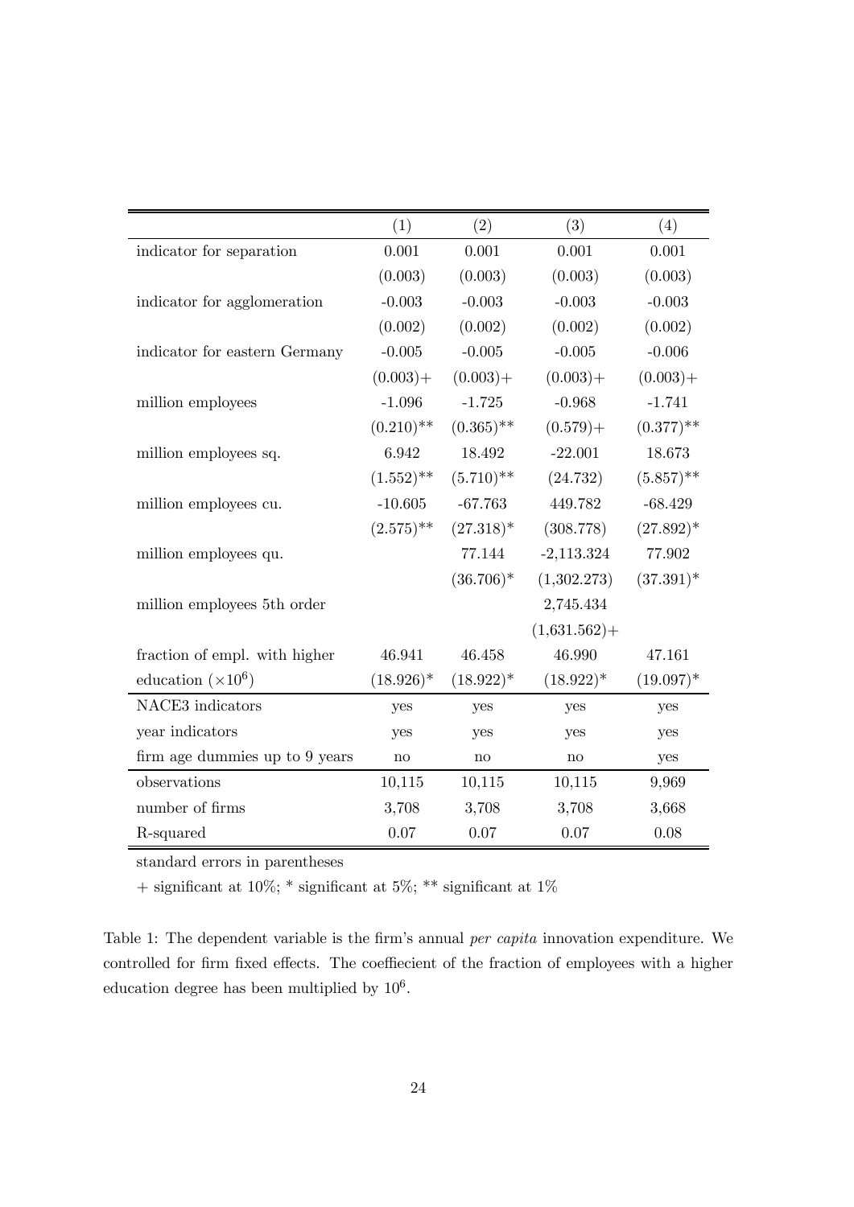| | (1) | (2) | (3) | (4) |
|---|---|---|---|---|
| indicator for separation | 0.001 | 0.001 | 0.001 | 0.001 |
| | (0.003) | (0.003) | (0.003) | (0.003) |
| indicator for agglomeration | -0.003 | -0.003 | -0.003 | -0.003 |
| | (0.002) | (0.002) | (0.002) | (0.002) |
| indicator for eastern Germany | -0.005 | -0.005 | -0.005 | -0.006 |
| | (0.003)+ | (0.003)+ | (0.003)+ | (0.003)+ |
| million employees | -1.096 | -1.725 | -0.968 | -1.741 |
| | (0.210)** | (0.365)** | (0.579)+ | (0.377)** |
| million employees sq. | 6.942 | 18.492 | -22.001 | 18.673 |
| | (1.552)** | (5.710)** | (24.732) | (5.857)** |
| million employees cu. | -10.605 | -67.763 | 449.782 | -68.429 |
| | (2.575)** | (27.318)* | (308.778) | (27.892)* |
| million employees qu. | | 77.144 | -2,113.324 | 77.902 |
| | | (36.706)* | (1,302.273) | (37.391)* |
| million employees 5th order | | | 2,745.434 | |
| | | | (1,631.562)+ | |
| fraction of empl. with higher | 46.941 | 46.458 | 46.990 | 47.161 |
| education ($\times 10^6$) | (18.926)* | (18.922)* | (18.922)* | (19.097)* |
| NACE3 indicators | yes | yes | yes | yes |
| year indicators | yes | yes | yes | yes |
| firm age dummies up to 9 years | no | no | no | yes |
| observations | 10,115 | 10,115 | 10,115 | 9,969 |
| number of firms | 3,708 | 3,708 | 3,708 | 3,668 |
| R-squared | 0.07 | 0.07 | 0.07 | 0.08 |

standard errors in parentheses

+ significant at 10%; * significant at 5%; ** significant at 1%

Table 1: The dependent variable is the firm's annual *per capita* innovation expenditure. We controlled for firm fixed effects. The coeffiecient of the fraction of employees with a higher education degree has been multiplied by $10^6$.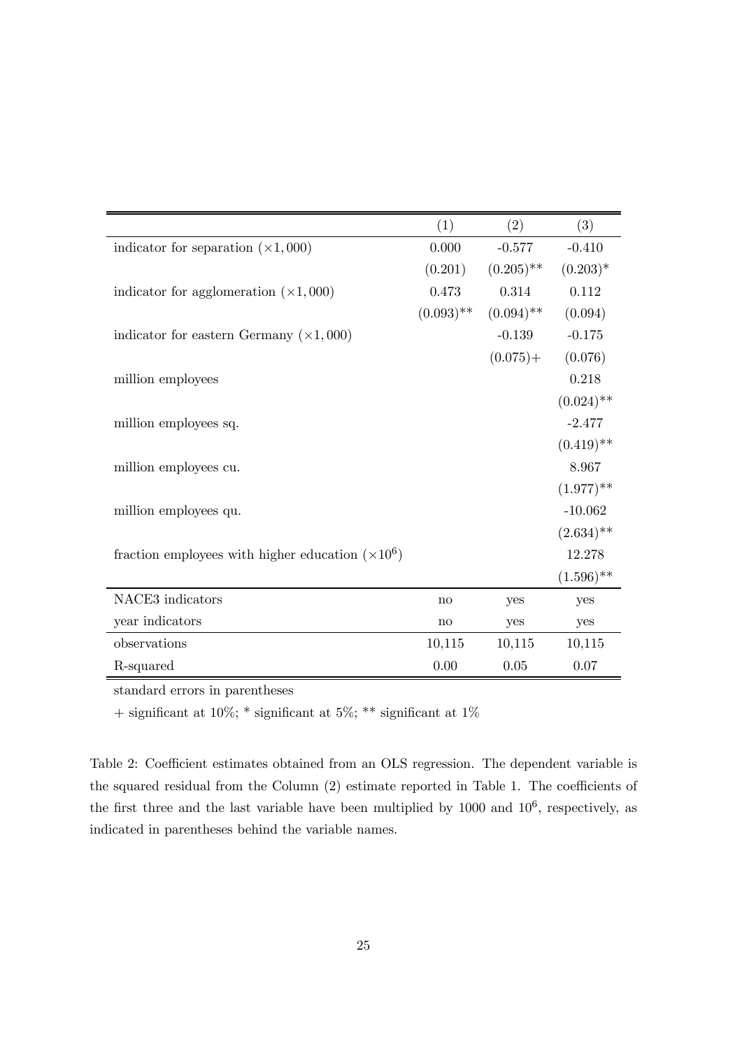| | (1) | (2) | (3) |
|---|---|---|---|
| indicator for separation ($\times 1,000$) | 0.000 | -0.577 | -0.410 |
| | (0.201) | (0.205)** | (0.203)* |
| indicator for agglomeration ($\times 1,000$) | 0.473 | 0.314 | 0.112 |
| | (0.093)** | (0.094)** | (0.094) |
| indicator for eastern Germany ($\times 1,000$) | | -0.139 | -0.175 |
| | | (0.075)+ | (0.076) |
| million employees | | | 0.218 |
| | | | (0.024)** |
| million employees sq. | | | -2.477 |
| | | | (0.419)** |
| million employees cu. | | | 8.967 |
| | | | (1.977)** |
| million employees qu. | | | -10.062 |
| | | | (2.634)** |
| fraction employees with higher education ($\times 10^6$) | | | 12.278 |
| | | | (1.596)** |
| NACE3 indicators | no | yes | yes |
| year indicators | no | yes | yes |
| observations | 10,115 | 10,115 | 10,115 |
| R-squared | 0.00 | 0.05 | 0.07 |

standard errors in parentheses

+ significant at 10%; * significant at 5%; ** significant at 1%

Table 2: Coefficient estimates obtained from an OLS regression. The dependent variable is the squared residual from the Column (2) estimate reported in Table 1. The coefficients of the first three and the last variable have been multiplied by 1000 and $10^6$, respectively, as indicated in parentheses behind the variable names.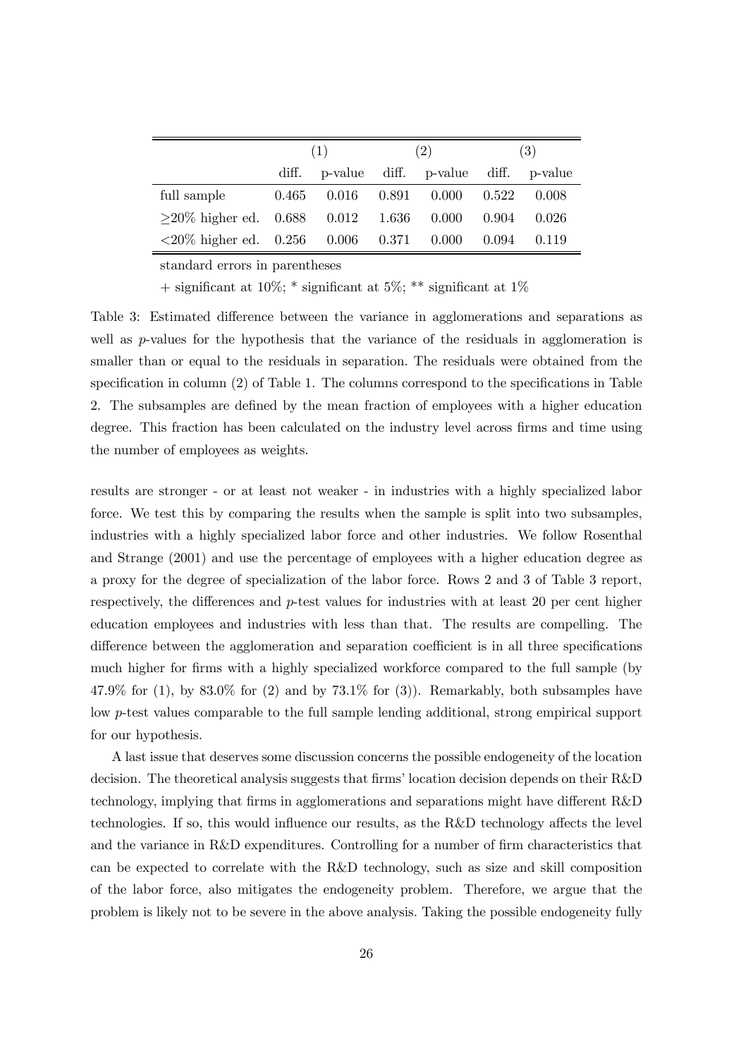|  | (1) |  | (2) |  | (3) |  |
|---|---|---|---|---|---|---|
|  | diff. | p-value | diff. | p-value | diff. | p-value |
| full sample | 0.465 | 0.016 | 0.891 | 0.000 | 0.522 | 0.008 |
| ≥20% higher ed. | 0.688 | 0.012 | 1.636 | 0.000 | 0.904 | 0.026 |
| <20% higher ed. | 0.256 | 0.006 | 0.371 | 0.000 | 0.094 | 0.119 |

standard errors in parentheses

+ significant at 10%; * significant at 5%; ** significant at 1%

Table 3: Estimated difference between the variance in agglomerations and separations as well as $p$-values for the hypothesis that the variance of the residuals in agglomeration is smaller than or equal to the residuals in separation. The residuals were obtained from the specification in column (2) of Table 1. The columns correspond to the specifications in Table 2. The subsamples are defined by the mean fraction of employees with a higher education degree. This fraction has been calculated on the industry level across firms and time using the number of employees as weights.

results are stronger - or at least not weaker - in industries with a highly specialized labor force. We test this by comparing the results when the sample is split into two subsamples, industries with a highly specialized labor force and other industries. We follow Rosenthal and Strange (2001) and use the percentage of employees with a higher education degree as a proxy for the degree of specialization of the labor force. Rows 2 and 3 of Table 3 report, respectively, the differences and $p$-test values for industries with at least 20 per cent higher education employees and industries with less than that. The results are compelling. The difference between the agglomeration and separation coefficient is in all three specifications much higher for firms with a highly specialized workforce compared to the full sample (by 47.9% for (1), by 83.0% for (2) and by 73.1% for (3)). Remarkably, both subsamples have low $p$-test values comparable to the full sample lending additional, strong empirical support for our hypothesis.

A last issue that deserves some discussion concerns the possible endogeneity of the location decision. The theoretical analysis suggests that firms' location decision depends on their R&D technology, implying that firms in agglomerations and separations might have different R&D technologies. If so, this would influence our results, as the R&D technology affects the level and the variance in R&D expenditures. Controlling for a number of firm characteristics that can be expected to correlate with the R&D technology, such as size and skill composition of the labor force, also mitigates the endogeneity problem. Therefore, we argue that the problem is likely not to be severe in the above analysis. Taking the possible endogeneity fully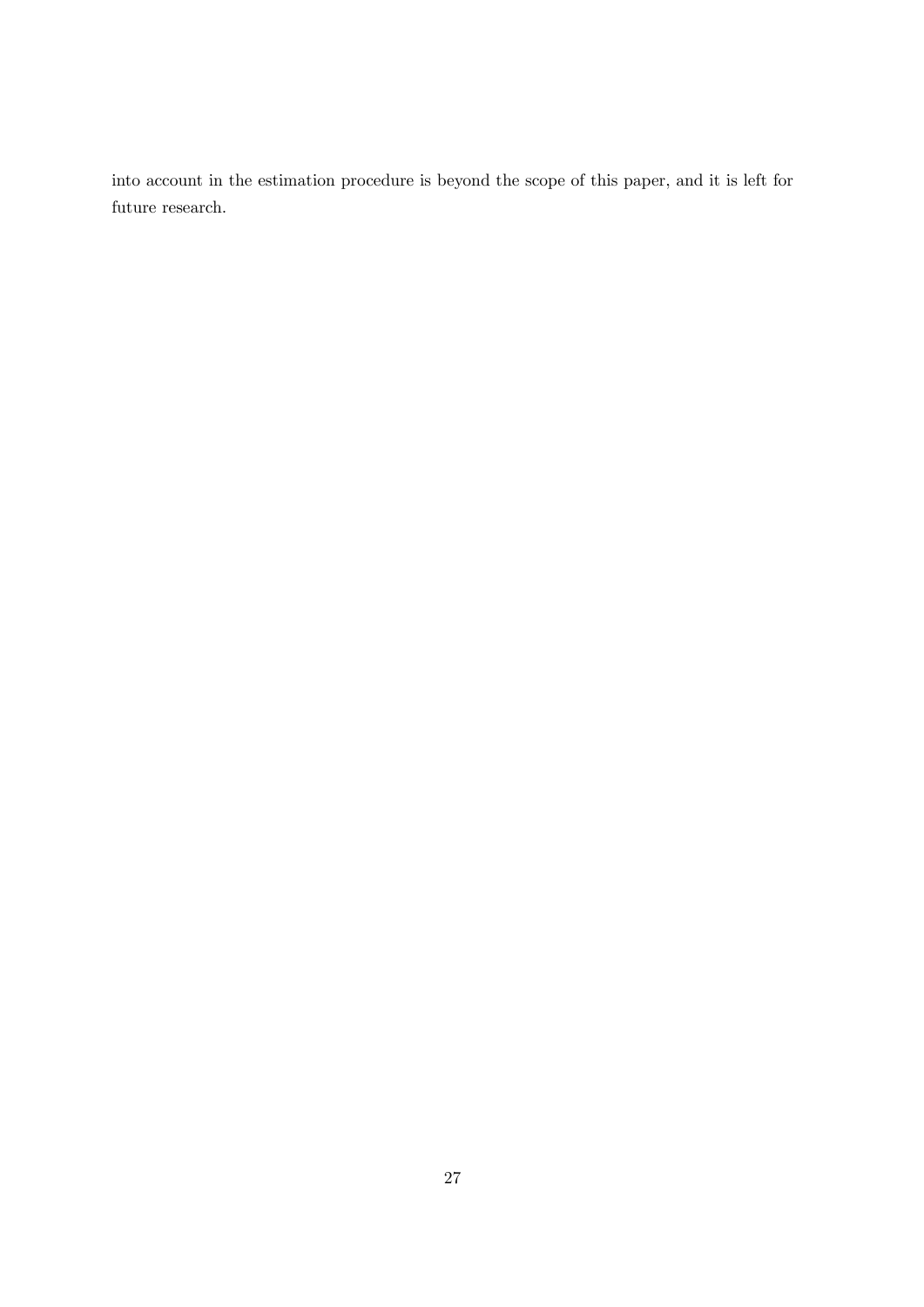into account in the estimation procedure is beyond the scope of this paper, and it is left for future research.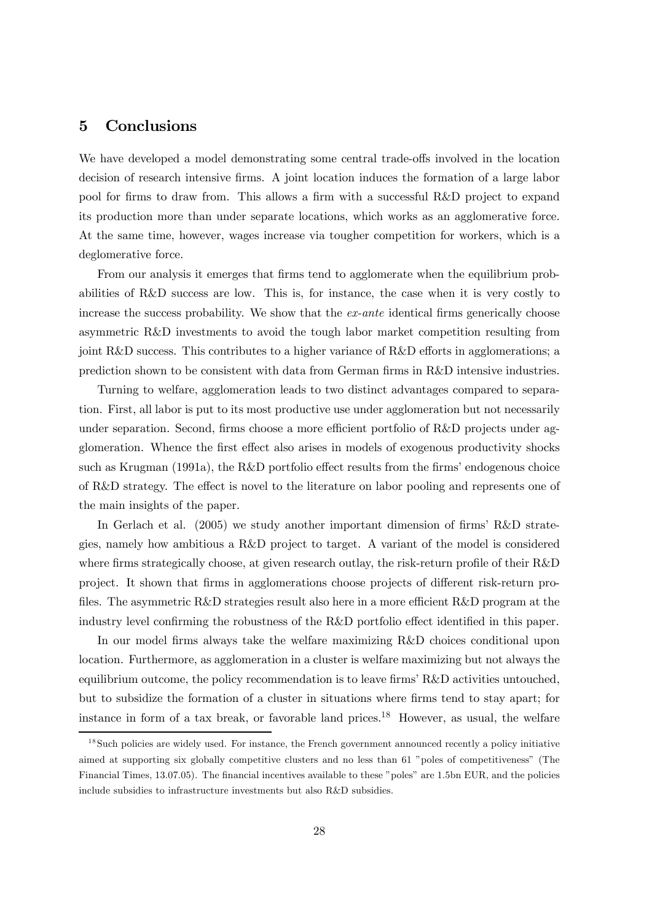## 5 Conclusions

We have developed a model demonstrating some central trade-offs involved in the location decision of research intensive firms. A joint location induces the formation of a large labor pool for firms to draw from. This allows a firm with a successful R&D project to expand its production more than under separate locations, which works as an agglomerative force. At the same time, however, wages increase via tougher competition for workers, which is a deglomerative force.

From our analysis it emerges that firms tend to agglomerate when the equilibrium probabilities of R&D success are low. This is, for instance, the case when it is very costly to increase the success probability. We show that the *ex-ante* identical firms generically choose asymmetric R&D investments to avoid the tough labor market competition resulting from joint R&D success. This contributes to a higher variance of R&D efforts in agglomerations; a prediction shown to be consistent with data from German firms in R&D intensive industries.

Turning to welfare, agglomeration leads to two distinct advantages compared to separation. First, all labor is put to its most productive use under agglomeration but not necessarily under separation. Second, firms choose a more efficient portfolio of R&D projects under agglomeration. Whence the first effect also arises in models of exogenous productivity shocks such as Krugman (1991a), the R&D portfolio effect results from the firms' endogenous choice of R&D strategy. The effect is novel to the literature on labor pooling and represents one of the main insights of the paper.

In Gerlach et al. (2005) we study another important dimension of firms' R&D strategies, namely how ambitious a R&D project to target. A variant of the model is considered where firms strategically choose, at given research outlay, the risk-return profile of their R&D project. It shown that firms in agglomerations choose projects of different risk-return profiles. The asymmetric R&D strategies result also here in a more efficient R&D program at the industry level confirming the robustness of the R&D portfolio effect identified in this paper.

In our model firms always take the welfare maximizing R&D choices conditional upon location. Furthermore, as agglomeration in a cluster is welfare maximizing but not always the equilibrium outcome, the policy recommendation is to leave firms' R&D activities untouched, but to subsidize the formation of a cluster in situations where firms tend to stay apart; for instance in form of a tax break, or favorable land prices.[18] However, as usual, the welfare

[18] Such policies are widely used. For instance, the French government announced recently a policy initiative aimed at supporting six globally competitive clusters and no less than 61 "poles of competitiveness" (The Financial Times, 13.07.05). The financial incentives available to these "poles" are 1.5bn EUR, and the policies include subsidies to infrastructure investments but also R&D subsidies.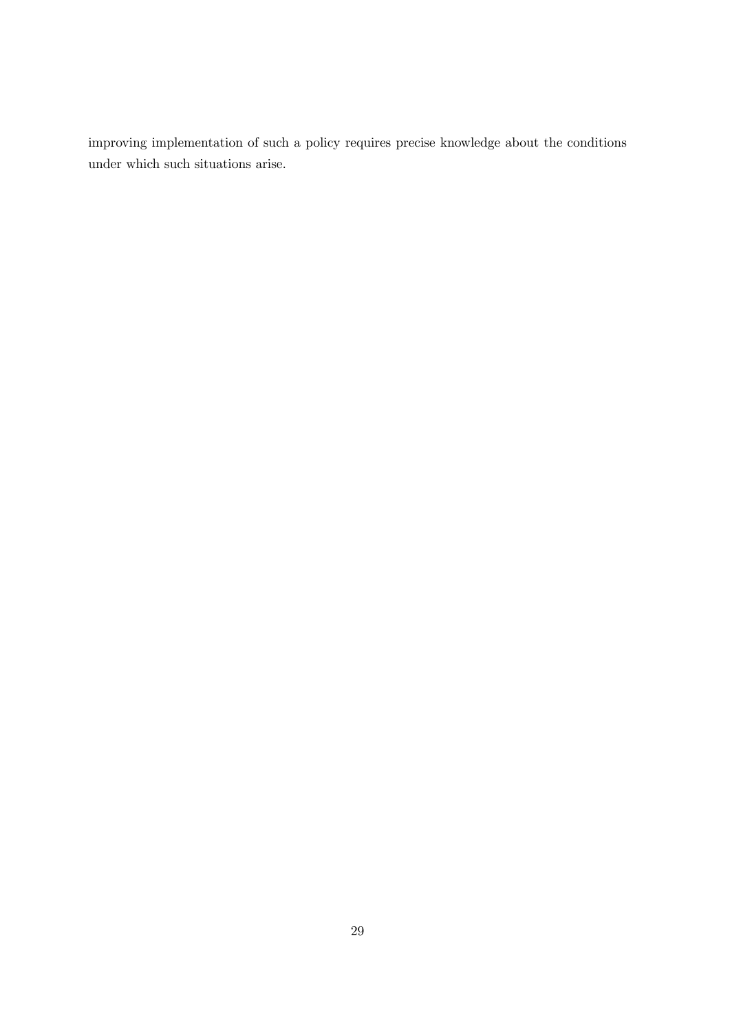improving implementation of such a policy requires precise knowledge about the conditions under which such situations arise.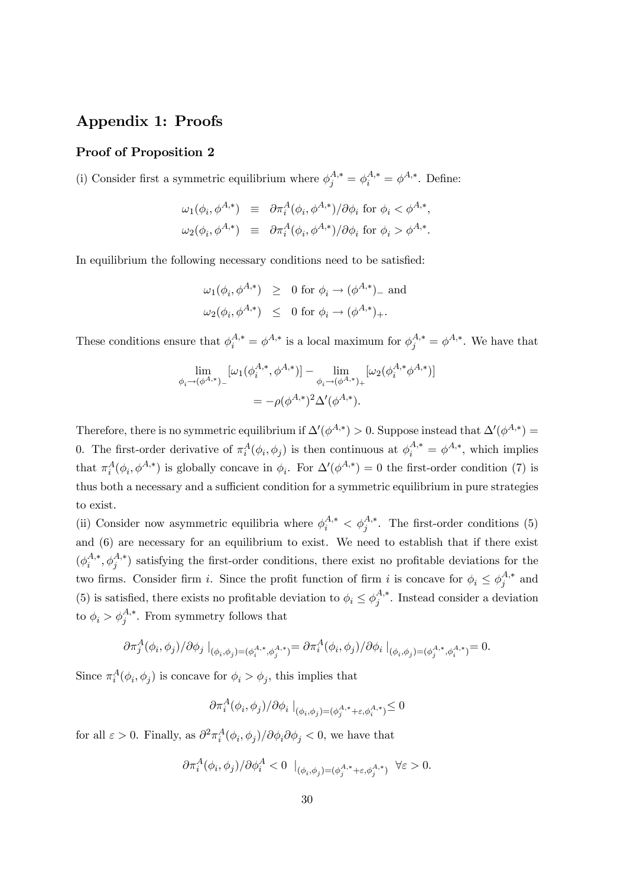# Appendix 1: Proofs

### Proof of Proposition 2

(i) Consider first a symmetric equilibrium where $\phi_j^{A,*} = \phi_i^{A,*} = \phi^{A,*}$. Define:

$$\begin{aligned}
\omega_1(\phi_i, \phi^{A,*}) &\equiv \partial \pi_i^A(\phi_i, \phi^{A,*})/\partial \phi_i \text{ for } \phi_i < \phi^{A,*}, \\
\omega_2(\phi_i, \phi^{A,*}) &\equiv \partial \pi_i^A(\phi_i, \phi^{A,*})/\partial \phi_i \text{ for } \phi_i > \phi^{A,*}.
\end{aligned}$$

In equilibrium the following necessary conditions need to be satisfied:

$$\begin{aligned}
\omega_1(\phi_i, \phi^{A,*}) &\geq 0 \text{ for } \phi_i \to (\phi^{A,*})_- \text{ and} \\
\omega_2(\phi_i, \phi^{A,*}) &\leq 0 \text{ for } \phi_i \to (\phi^{A,*})_+.
\end{aligned}$$

These conditions ensure that $\phi_i^{A,*} = \phi^{A,*}$ is a local maximum for $\phi_j^{A,*} = \phi^{A,*}$. We have that

$$\begin{aligned}
&\lim_{\phi_i \to (\phi^{A,*})_-} [\omega_1(\phi_i^{A,*}, \phi^{A,*})] - \lim_{\phi_i \to (\phi^{A,*})_+} [\omega_2(\phi_i^{A,*} \phi^{A,*})] \\
&= -\rho(\phi^{A,*})^2 \Delta'(\phi^{A,*}).
\end{aligned}$$

Therefore, there is no symmetric equilibrium if $\Delta'(\phi^{A,*}) > 0$. Suppose instead that $\Delta'(\phi^{A,*}) = 0$. The first-order derivative of $\pi_i^A(\phi_i, \phi_j)$ is then continuous at $\phi_i^{A,*} = \phi^{A,*}$, which implies that $\pi_i^A(\phi_i, \phi^{A,*})$ is globally concave in $\phi_i$. For $\Delta'(\phi^{A,*}) = 0$ the first-order condition (7) is thus both a necessary and a sufficient condition for a symmetric equilibrium in pure strategies to exist.

(ii) Consider now asymmetric equilibria where $\phi_i^{A,*} < \phi_j^{A,*}$. The first-order conditions (5) and (6) are necessary for an equilibrium to exist. We need to establish that if there exist $(\phi_i^{A,*}, \phi_j^{A,*})$ satisfying the first-order conditions, there exist no profitable deviations for the two firms. Consider firm $i$. Since the profit function of firm $i$ is concave for $\phi_i \leq \phi_j^{A,*}$ and (5) is satisfied, there exists no profitable deviation to $\phi_i \leq \phi_j^{A,*}$. Instead consider a deviation to $\phi_i > \phi_j^{A,*}$. From symmetry follows that

$$\partial \pi_j^A(\phi_i, \phi_j)/\partial \phi_j \mid_{(\phi_i, \phi_j) = (\phi_i^{A,*}, \phi_j^{A,*})} = \partial \pi_i^A(\phi_i, \phi_j)/\partial \phi_i \mid_{(\phi_i, \phi_j) = (\phi_j^{A,*}, \phi_i^{A,*})} = 0.$$

Since $\pi_i^A(\phi_i, \phi_j)$ is concave for $\phi_i > \phi_j$, this implies that

$$\partial \pi_i^A(\phi_i, \phi_j)/\partial \phi_i \mid_{(\phi_i, \phi_j) = (\phi_j^{A,*} + \varepsilon, \phi_i^{A,*})} \leq 0$$

for all $\varepsilon > 0$. Finally, as $\partial^2 \pi_i^A(\phi_i, \phi_j)/\partial \phi_i \partial \phi_j < 0$, we have that

$$\partial \pi_i^A(\phi_i, \phi_j)/\partial \phi_i^A < 0 \mid_{(\phi_i, \phi_j) = (\phi_j^{A,*} + \varepsilon, \phi_j^{A,*})} \; \forall \varepsilon > 0.$$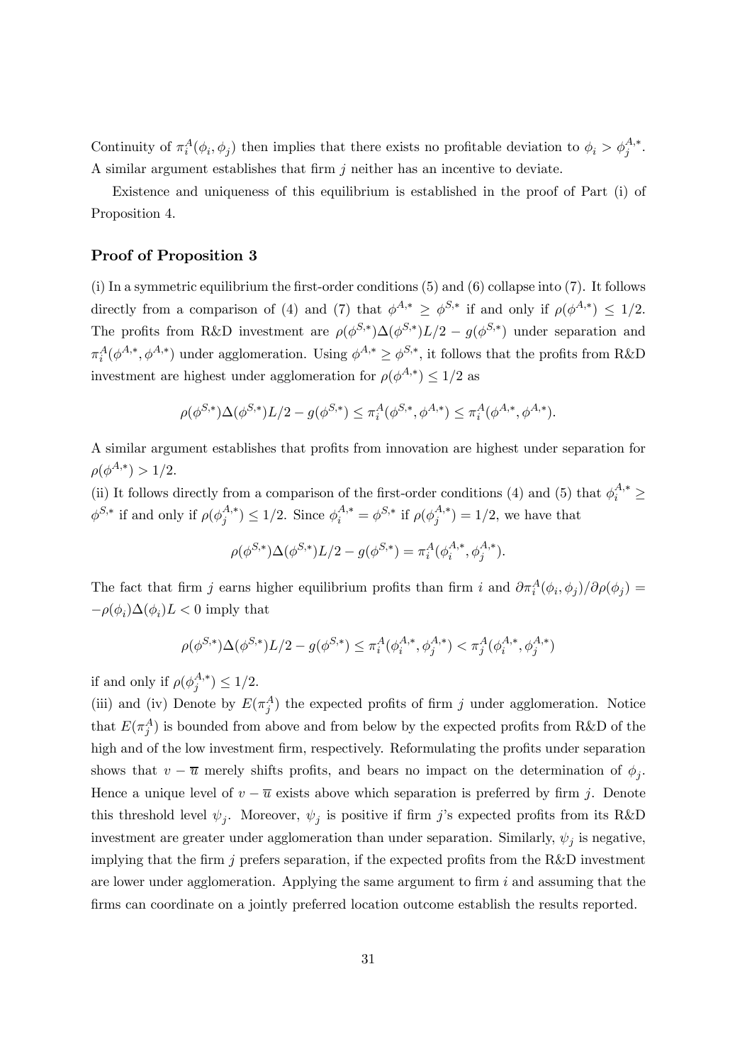Continuity of $\pi_i^A(\phi_i, \phi_j)$ then implies that there exists no profitable deviation to $\phi_i > \phi_j^{A,*}$. A similar argument establishes that firm $j$ neither has an incentive to deviate.

Existence and uniqueness of this equilibrium is established in the proof of Part (i) of Proposition 4.

### Proof of Proposition 3

(i) In a symmetric equilibrium the first-order conditions (5) and (6) collapse into (7). It follows directly from a comparison of (4) and (7) that $\phi^{A,*} \geq \phi^{S,*}$ if and only if $\rho(\phi^{A,*}) \leq 1/2$. The profits from R&D investment are $\rho(\phi^{S,*})\Delta(\phi^{S,*})L/2 - g(\phi^{S,*})$ under separation and $\pi_i^A(\phi^{A,*}, \phi^{A,*})$ under agglomeration. Using $\phi^{A,*} \geq \phi^{S,*}$, it follows that the profits from R&D investment are highest under agglomeration for $\rho(\phi^{A,*}) \leq 1/2$ as

$$\rho(\phi^{S,*})\Delta(\phi^{S,*})L/2 - g(\phi^{S,*}) \leq \pi_i^A(\phi^{S,*}, \phi^{A,*}) \leq \pi_i^A(\phi^{A,*}, \phi^{A,*}).$$

A similar argument establishes that profits from innovation are highest under separation for $\rho(\phi^{A,*}) > 1/2$.

(ii) It follows directly from a comparison of the first-order conditions (4) and (5) that $\phi_i^{A,*} \geq \phi^{S,*}$ if and only if $\rho(\phi_j^{A,*}) \leq 1/2$. Since $\phi_i^{A,*} = \phi^{S,*}$ if $\rho(\phi_j^{A,*}) = 1/2$, we have that

$$\rho(\phi^{S,*})\Delta(\phi^{S,*})L/2 - g(\phi^{S,*}) = \pi_i^A(\phi_i^{A,*}, \phi_j^{A,*}).$$

The fact that firm $j$ earns higher equilibrium profits than firm $i$ and $\partial \pi_i^A(\phi_i, \phi_j)/\partial \rho(\phi_j) = -\rho(\phi_i)\Delta(\phi_i)L < 0$ imply that

$$\rho(\phi^{S,*})\Delta(\phi^{S,*})L/2 - g(\phi^{S,*}) \leq \pi_i^A(\phi_i^{A,*}, \phi_j^{A,*}) < \pi_j^A(\phi_i^{A,*}, \phi_j^{A,*})$$

if and only if $\rho(\phi_j^{A,*}) \leq 1/2$.

(iii) and (iv) Denote by $E(\pi_j^A)$ the expected profits of firm $j$ under agglomeration. Notice that $E(\pi_j^A)$ is bounded from above and from below by the expected profits from R&D of the high and of the low investment firm, respectively. Reformulating the profits under separation shows that $v - \overline{u}$ merely shifts profits, and bears no impact on the determination of $\phi_j$. Hence a unique level of $v - \overline{u}$ exists above which separation is preferred by firm $j$. Denote this threshold level $\psi_j$. Moreover, $\psi_j$ is positive if firm $j$'s expected profits from its R&D investment are greater under agglomeration than under separation. Similarly, $\psi_j$ is negative, implying that the firm $j$ prefers separation, if the expected profits from the R&D investment are lower under agglomeration. Applying the same argument to firm $i$ and assuming that the firms can coordinate on a jointly preferred location outcome establish the results reported.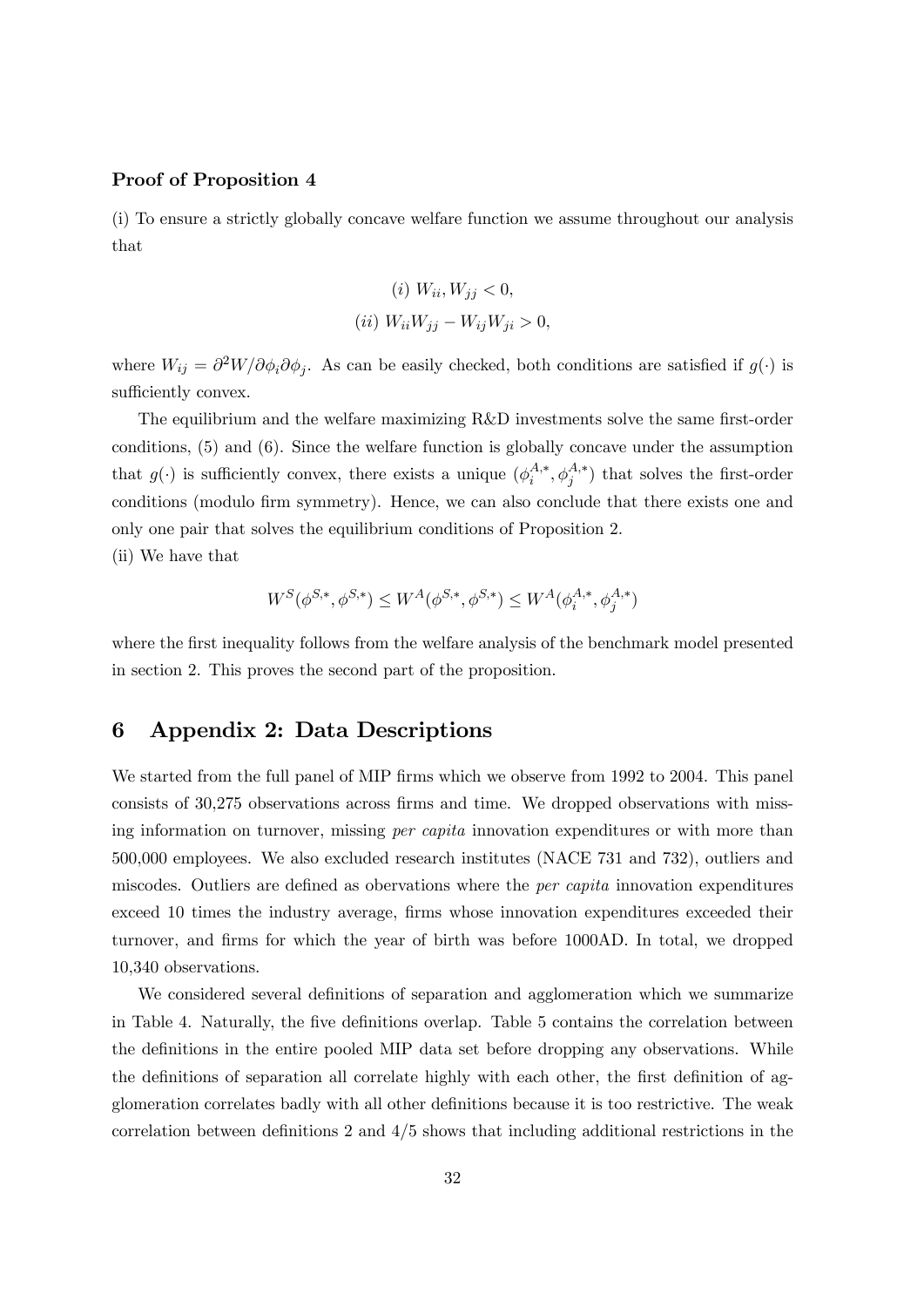### Proof of Proposition 4

(i) To ensure a strictly globally concave welfare function we assume throughout our analysis that

$$(i)\ W_{ii}, W_{jj} < 0,$$
$$(ii)\ W_{ii}W_{jj} - W_{ij}W_{ji} > 0,$$

where $W_{ij} = \partial^2 W / \partial\phi_i \partial\phi_j$. As can be easily checked, both conditions are satisfied if $g(\cdot)$ is sufficiently convex.

The equilibrium and the welfare maximizing R&D investments solve the same first-order conditions, (5) and (6). Since the welfare function is globally concave under the assumption that $g(\cdot)$ is sufficiently convex, there exists a unique $(\phi_i^{A,*}, \phi_j^{A,*})$ that solves the first-order conditions (modulo firm symmetry). Hence, we can also conclude that there exists one and only one pair that solves the equilibrium conditions of Proposition 2.

(ii) We have that

$$W^S(\phi^{S,*}, \phi^{S,*}) \leq W^A(\phi^{S,*}, \phi^{S,*}) \leq W^A(\phi_i^{A,*}, \phi_j^{A,*})$$

where the first inequality follows from the welfare analysis of the benchmark model presented in section 2. This proves the second part of the proposition.

## 6 Appendix 2: Data Descriptions

We started from the full panel of MIP firms which we observe from 1992 to 2004. This panel consists of 30,275 observations across firms and time. We dropped observations with missing information on turnover, missing *per capita* innovation expenditures or with more than 500,000 employees. We also excluded research institutes (NACE 731 and 732), outliers and miscodes. Outliers are defined as obervations where the *per capita* innovation expenditures exceed 10 times the industry average, firms whose innovation expenditures exceeded their turnover, and firms for which the year of birth was before 1000AD. In total, we dropped 10,340 observations.

We considered several definitions of separation and agglomeration which we summarize in Table 4. Naturally, the five definitions overlap. Table 5 contains the correlation between the definitions in the entire pooled MIP data set before dropping any observations. While the definitions of separation all correlate highly with each other, the first definition of agglomeration correlates badly with all other definitions because it is too restrictive. The weak correlation between definitions 2 and 4/5 shows that including additional restrictions in the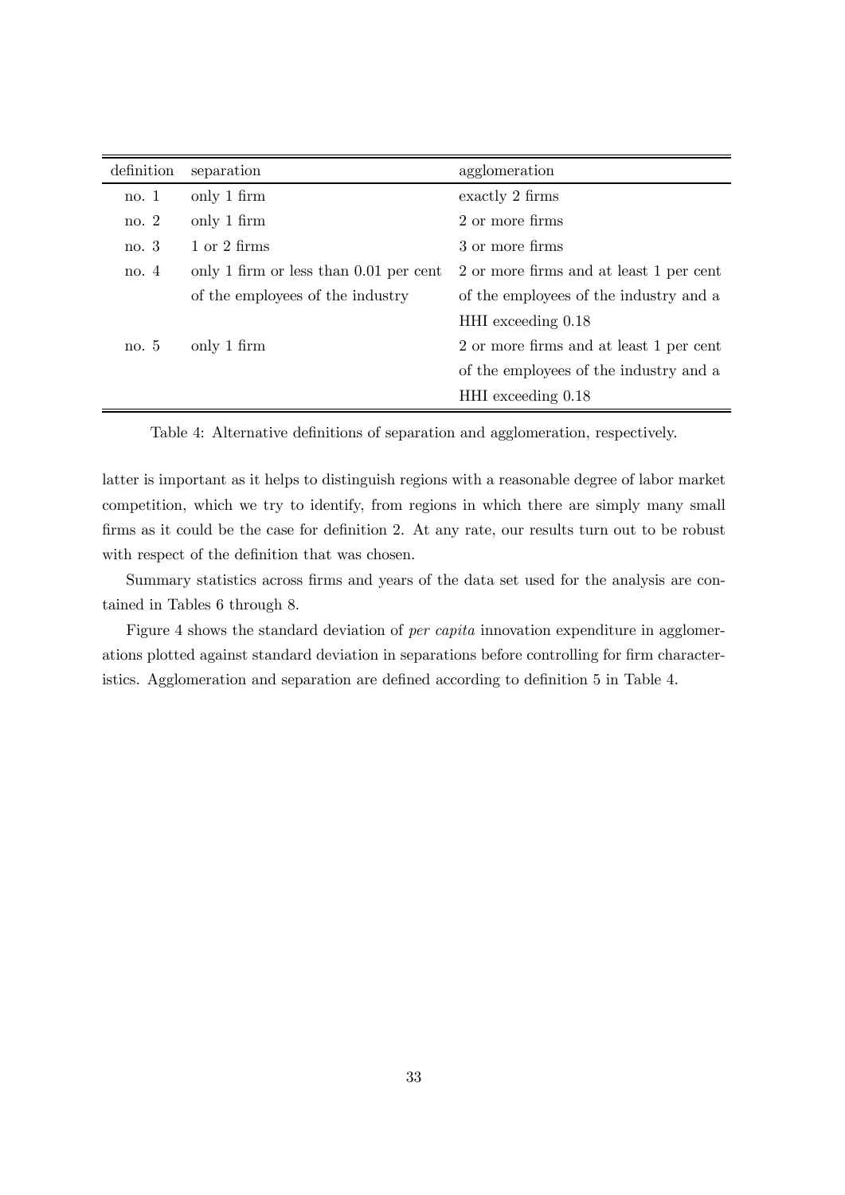| definition | separation | agglomeration |
|---|---|---|
| no. 1 | only 1 firm | exactly 2 firms |
| no. 2 | only 1 firm | 2 or more firms |
| no. 3 | 1 or 2 firms | 3 or more firms |
| no. 4 | only 1 firm or less than 0.01 per cent of the employees of the industry | 2 or more firms and at least 1 per cent of the employees of the industry and a HHI exceeding 0.18 |
| no. 5 | only 1 firm | 2 or more firms and at least 1 per cent of the employees of the industry and a HHI exceeding 0.18 |

Table 4: Alternative definitions of separation and agglomeration, respectively.

latter is important as it helps to distinguish regions with a reasonable degree of labor market competition, which we try to identify, from regions in which there are simply many small firms as it could be the case for definition 2. At any rate, our results turn out to be robust with respect of the definition that was chosen.

Summary statistics across firms and years of the data set used for the analysis are contained in Tables 6 through 8.

Figure 4 shows the standard deviation of *per capita* innovation expenditure in agglomerations plotted against standard deviation in separations before controlling for firm characteristics. Agglomeration and separation are defined according to definition 5 in Table 4.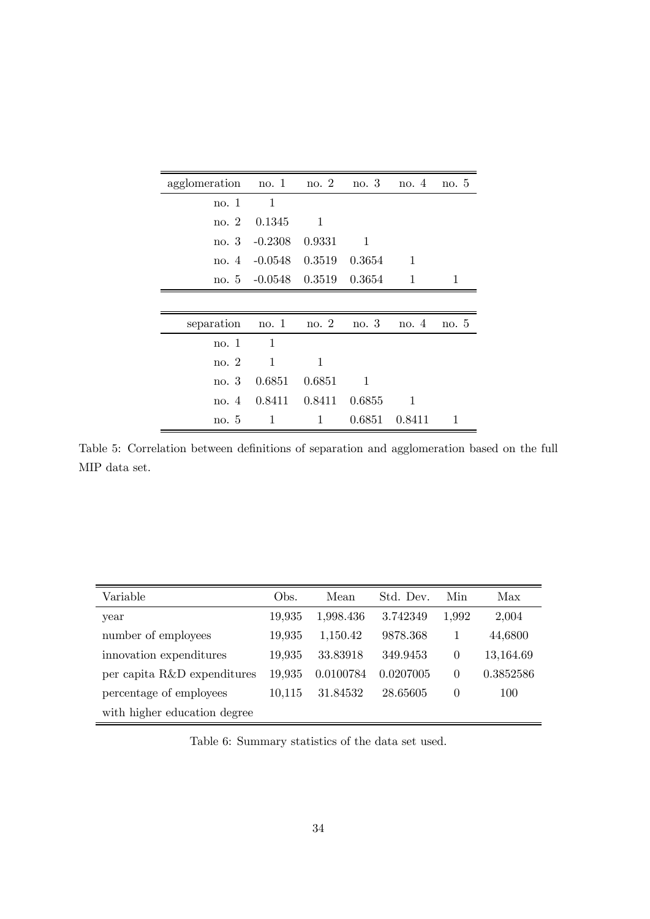| agglomeration | no. 1 | no. 2 | no. 3 | no. 4 | no. 5 |
|---|---|---|---|---|---|
| no. 1 | 1 | | | | |
| no. 2 | 0.1345 | 1 | | | |
| no. 3 | -0.2308 | 0.9331 | 1 | | |
| no. 4 | -0.0548 | 0.3519 | 0.3654 | 1 | |
| no. 5 | -0.0548 | 0.3519 | 0.3654 | 1 | 1 |

| separation | no. 1 | no. 2 | no. 3 | no. 4 | no. 5 |
|---|---|---|---|---|---|
| no. 1 | 1 | | | | |
| no. 2 | 1 | 1 | | | |
| no. 3 | 0.6851 | 0.6851 | 1 | | |
| no. 4 | 0.8411 | 0.8411 | 0.6855 | 1 | |
| no. 5 | 1 | 1 | 0.6851 | 0.8411 | 1 |

Table 5: Correlation between definitions of separation and agglomeration based on the full MIP data set.

| Variable | Obs. | Mean | Std. Dev. | Min | Max |
|---|---|---|---|---|---|
| year | 19,935 | 1,998.436 | 3.742349 | 1,992 | 2,004 |
| number of employees | 19,935 | 1,150.42 | 9878.368 | 1 | 44,6800 |
| innovation expenditures | 19,935 | 33.83918 | 349.9453 | 0 | 13,164.69 |
| per capita R&D expenditures | 19,935 | 0.0100784 | 0.0207005 | 0 | 0.3852586 |
| percentage of employees with higher education degree | 10,115 | 31.84532 | 28.65605 | 0 | 100 |

Table 6: Summary statistics of the data set used.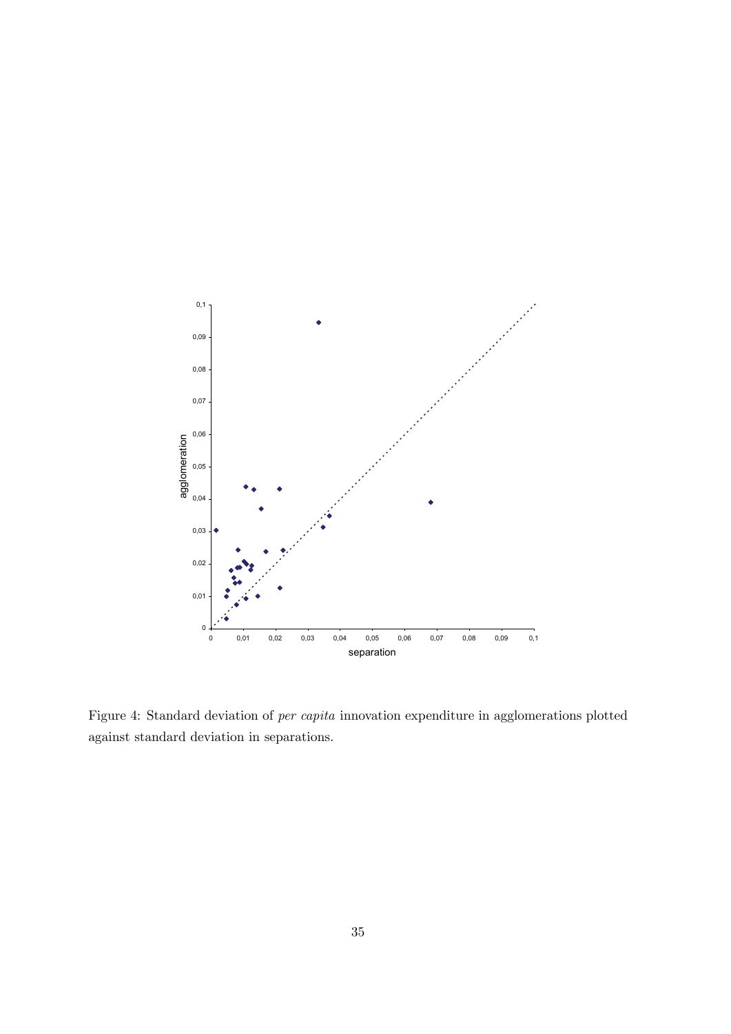Figure 4: Standard deviation of *per capita* innovation expenditure in agglomerations plotted against standard deviation in separations.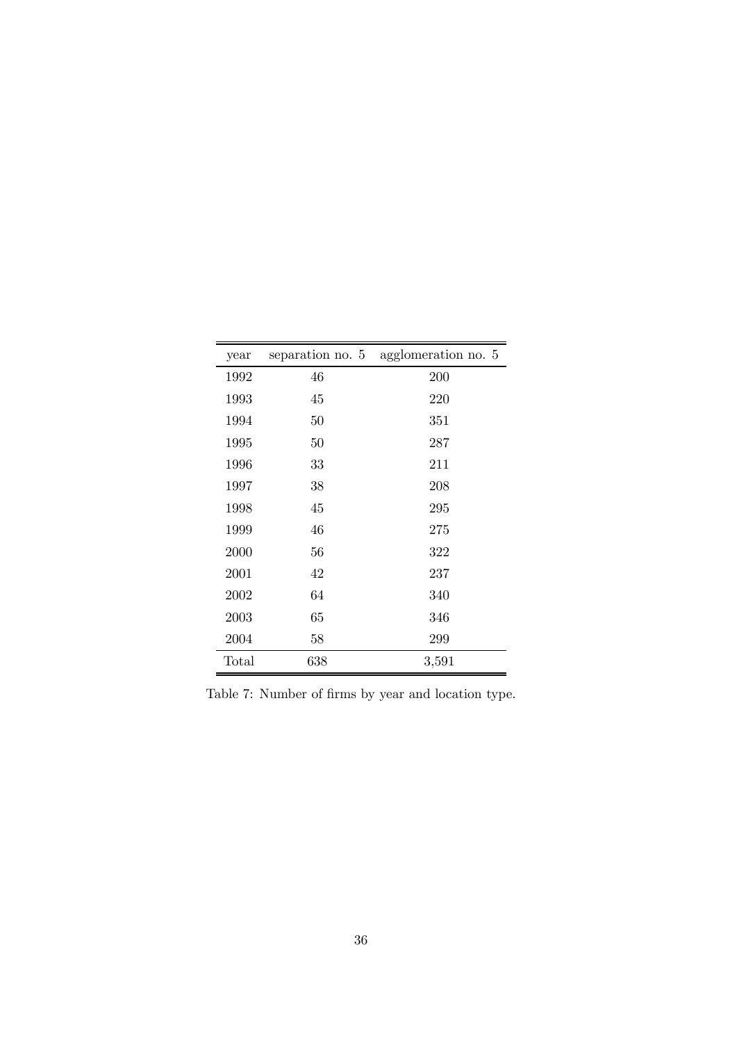| year | separation no. 5 | agglomeration no. 5 |
|---|---|---|
| 1992 | 46 | 200 |
| 1993 | 45 | 220 |
| 1994 | 50 | 351 |
| 1995 | 50 | 287 |
| 1996 | 33 | 211 |
| 1997 | 38 | 208 |
| 1998 | 45 | 295 |
| 1999 | 46 | 275 |
| 2000 | 56 | 322 |
| 2001 | 42 | 237 |
| 2002 | 64 | 340 |
| 2003 | 65 | 346 |
| 2004 | 58 | 299 |
| Total | 638 | 3,591 |

Table 7: Number of firms by year and location type.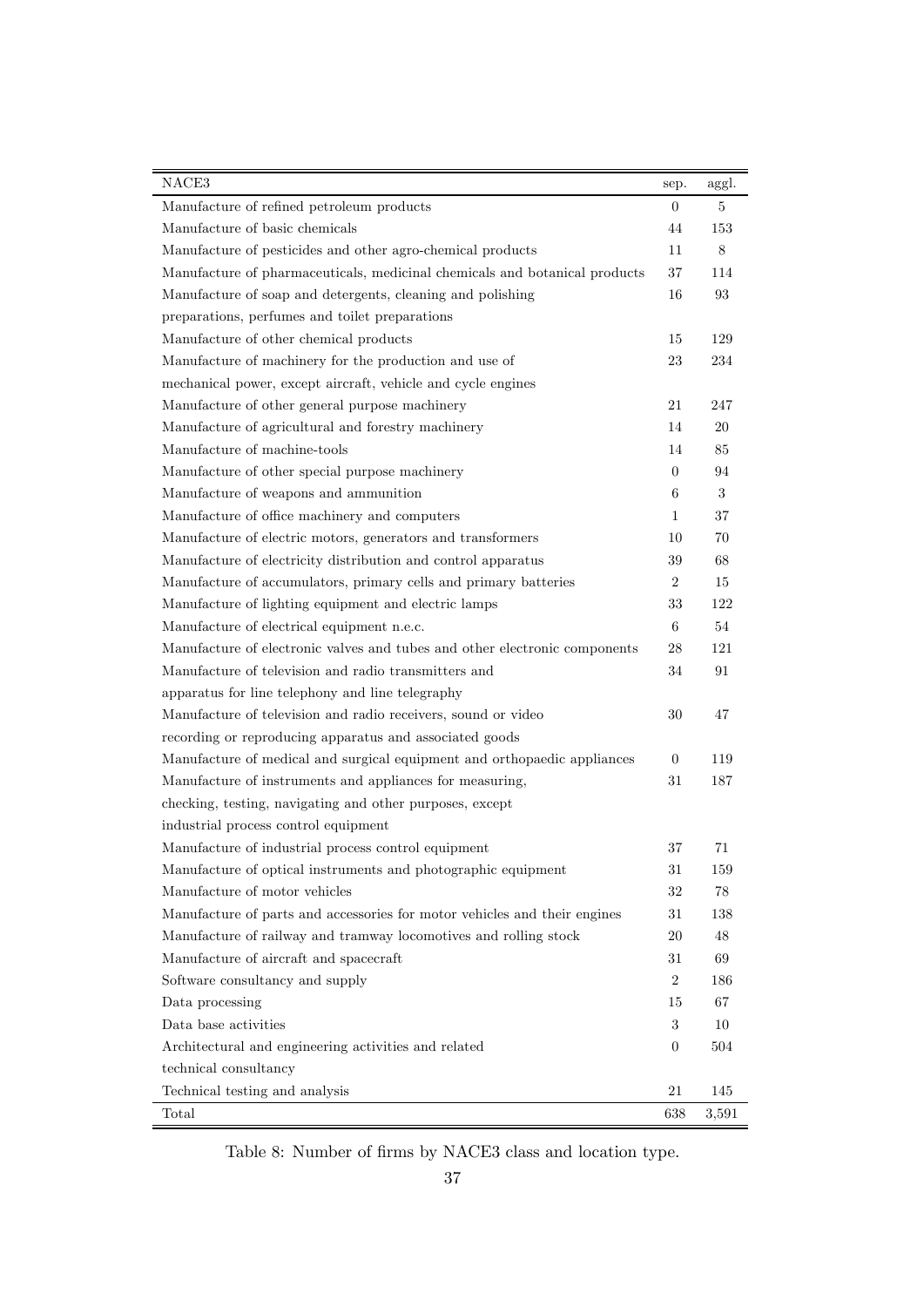| NACE3 | sep. | aggl. |
|---|---|---|
| Manufacture of refined petroleum products | 0 | 5 |
| Manufacture of basic chemicals | 44 | 153 |
| Manufacture of pesticides and other agro-chemical products | 11 | 8 |
| Manufacture of pharmaceuticals, medicinal chemicals and botanical products | 37 | 114 |
| Manufacture of soap and detergents, cleaning and polishing preparations, perfumes and toilet preparations | 16 | 93 |
| Manufacture of other chemical products | 15 | 129 |
| Manufacture of machinery for the production and use of mechanical power, except aircraft, vehicle and cycle engines | 23 | 234 |
| Manufacture of other general purpose machinery | 21 | 247 |
| Manufacture of agricultural and forestry machinery | 14 | 20 |
| Manufacture of machine-tools | 14 | 85 |
| Manufacture of other special purpose machinery | 0 | 94 |
| Manufacture of weapons and ammunition | 6 | 3 |
| Manufacture of office machinery and computers | 1 | 37 |
| Manufacture of electric motors, generators and transformers | 10 | 70 |
| Manufacture of electricity distribution and control apparatus | 39 | 68 |
| Manufacture of accumulators, primary cells and primary batteries | 2 | 15 |
| Manufacture of lighting equipment and electric lamps | 33 | 122 |
| Manufacture of electrical equipment n.e.c. | 6 | 54 |
| Manufacture of electronic valves and tubes and other electronic components | 28 | 121 |
| Manufacture of television and radio transmitters and apparatus for line telephony and line telegraphy | 34 | 91 |
| Manufacture of television and radio receivers, sound or video recording or reproducing apparatus and associated goods | 30 | 47 |
| Manufacture of medical and surgical equipment and orthopaedic appliances | 0 | 119 |
| Manufacture of instruments and appliances for measuring, checking, testing, navigating and other purposes, except industrial process control equipment | 31 | 187 |
| Manufacture of industrial process control equipment | 37 | 71 |
| Manufacture of optical instruments and photographic equipment | 31 | 159 |
| Manufacture of motor vehicles | 32 | 78 |
| Manufacture of parts and accessories for motor vehicles and their engines | 31 | 138 |
| Manufacture of railway and tramway locomotives and rolling stock | 20 | 48 |
| Manufacture of aircraft and spacecraft | 31 | 69 |
| Software consultancy and supply | 2 | 186 |
| Data processing | 15 | 67 |
| Data base activities | 3 | 10 |
| Architectural and engineering activities and related technical consultancy | 0 | 504 |
| Technical testing and analysis | 21 | 145 |
| Total | 638 | 3,591 |

Table 8: Number of firms by NACE3 class and location type.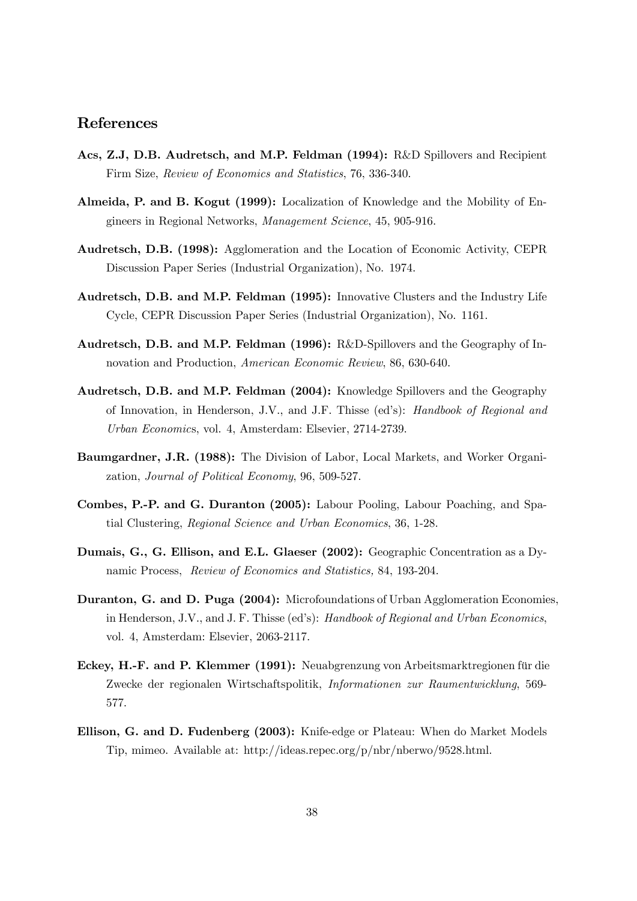## References

**Acs, Z.J, D.B. Audretsch, and M.P. Feldman (1994):** R&D Spillovers and Recipient Firm Size, *Review of Economics and Statistics*, 76, 336-340.

**Almeida, P. and B. Kogut (1999):** Localization of Knowledge and the Mobility of Engineers in Regional Networks, *Management Science*, 45, 905-916.

**Audretsch, D.B. (1998):** Agglomeration and the Location of Economic Activity, CEPR Discussion Paper Series (Industrial Organization), No. 1974.

**Audretsch, D.B. and M.P. Feldman (1995):** Innovative Clusters and the Industry Life Cycle, CEPR Discussion Paper Series (Industrial Organization), No. 1161.

**Audretsch, D.B. and M.P. Feldman (1996):** R&D-Spillovers and the Geography of Innovation and Production, *American Economic Review*, 86, 630-640.

**Audretsch, D.B. and M.P. Feldman (2004):** Knowledge Spillovers and the Geography of Innovation, in Henderson, J.V., and J.F. Thisse (ed's): *Handbook of Regional and Urban Economics*, vol. 4, Amsterdam: Elsevier, 2714-2739.

**Baumgardner, J.R. (1988):** The Division of Labor, Local Markets, and Worker Organization, *Journal of Political Economy*, 96, 509-527.

**Combes, P.-P. and G. Duranton (2005):** Labour Pooling, Labour Poaching, and Spatial Clustering, *Regional Science and Urban Economics*, 36, 1-28.

**Dumais, G., G. Ellison, and E.L. Glaeser (2002):** Geographic Concentration as a Dynamic Process, *Review of Economics and Statistics,* 84, 193-204.

**Duranton, G. and D. Puga (2004):** Microfoundations of Urban Agglomeration Economies, in Henderson, J.V., and J. F. Thisse (ed's): *Handbook of Regional and Urban Economics*, vol. 4, Amsterdam: Elsevier, 2063-2117.

**Eckey, H.-F. and P. Klemmer (1991):** Neuabgrenzung von Arbeitsmarktregionen für die Zwecke der regionalen Wirtschaftspolitik, *Informationen zur Raumentwicklung*, 569-577.

**Ellison, G. and D. Fudenberg (2003):** Knife-edge or Plateau: When do Market Models Tip, mimeo. Available at: http://ideas.repec.org/p/nbr/nberwo/9528.html.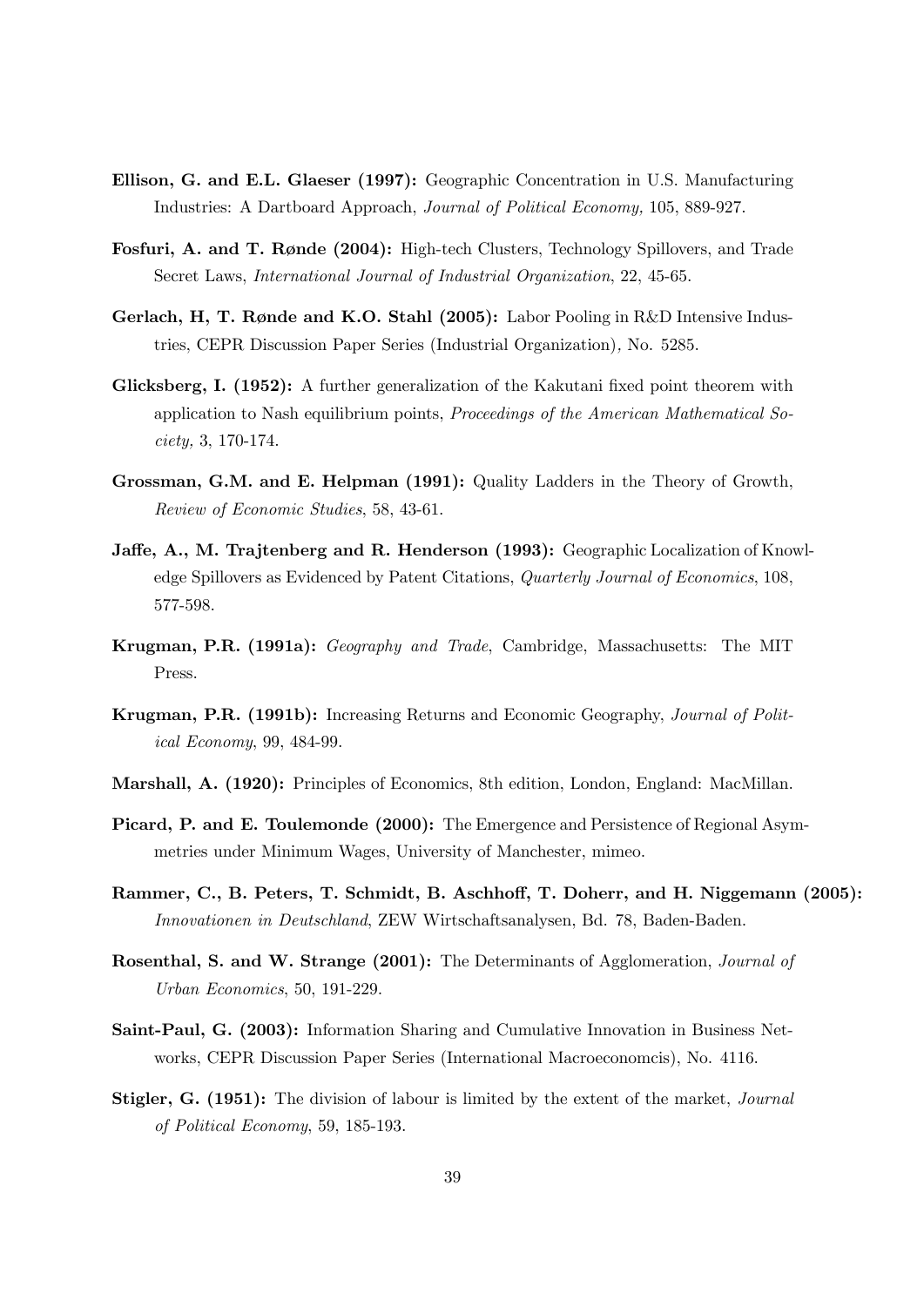**Ellison, G. and E.L. Glaeser (1997):** Geographic Concentration in U.S. Manufacturing Industries: A Dartboard Approach, *Journal of Political Economy,* 105, 889-927.

**Fosfuri, A. and T. Rønde (2004):** High-tech Clusters, Technology Spillovers, and Trade Secret Laws, *International Journal of Industrial Organization*, 22, 45-65.

**Gerlach, H, T. Rønde and K.O. Stahl (2005):** Labor Pooling in R&D Intensive Industries, CEPR Discussion Paper Series (Industrial Organization), No. 5285.

**Glicksberg, I. (1952):** A further generalization of the Kakutani fixed point theorem with application to Nash equilibrium points, *Proceedings of the American Mathematical Society,* 3, 170-174.

**Grossman, G.M. and E. Helpman (1991):** Quality Ladders in the Theory of Growth, *Review of Economic Studies*, 58, 43-61.

**Jaffe, A., M. Trajtenberg and R. Henderson (1993):** Geographic Localization of Knowledge Spillovers as Evidenced by Patent Citations, *Quarterly Journal of Economics*, 108, 577-598.

**Krugman, P.R. (1991a):** *Geography and Trade*, Cambridge, Massachusetts: The MIT Press.

**Krugman, P.R. (1991b):** Increasing Returns and Economic Geography, *Journal of Political Economy*, 99, 484-99.

**Marshall, A. (1920):** Principles of Economics, 8th edition, London, England: MacMillan.

**Picard, P. and E. Toulemonde (2000):** The Emergence and Persistence of Regional Asymmetries under Minimum Wages, University of Manchester, mimeo.

**Rammer, C., B. Peters, T. Schmidt, B. Aschhoff, T. Doherr, and H. Niggemann (2005):** *Innovationen in Deutschland*, ZEW Wirtschaftsanalysen, Bd. 78, Baden-Baden.

**Rosenthal, S. and W. Strange (2001):** The Determinants of Agglomeration, *Journal of Urban Economics*, 50, 191-229.

**Saint-Paul, G. (2003):** Information Sharing and Cumulative Innovation in Business Networks, CEPR Discussion Paper Series (International Macroeconomcis), No. 4116.

**Stigler, G. (1951):** The division of labour is limited by the extent of the market, *Journal of Political Economy*, 59, 185-193.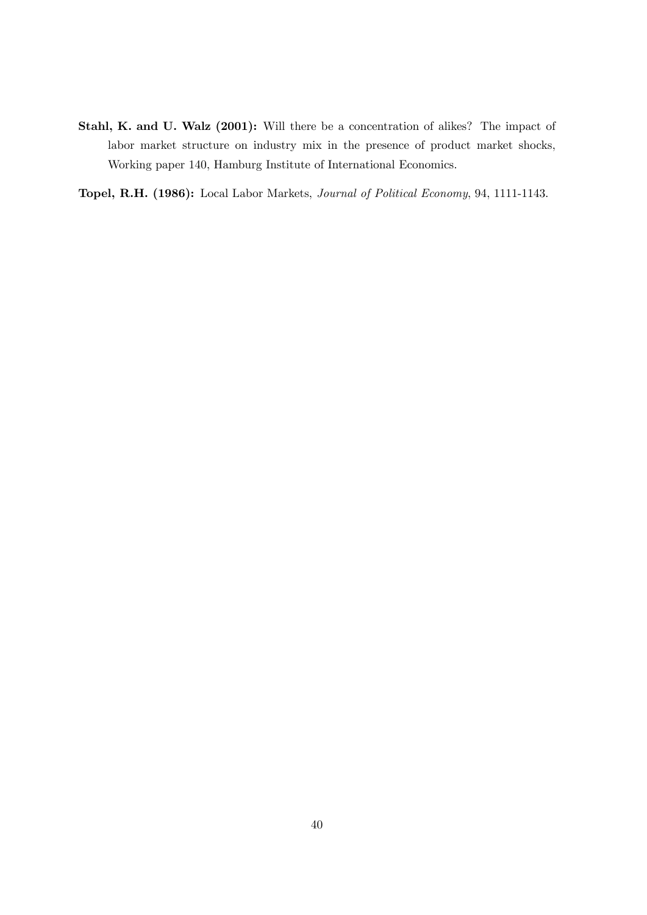**Stahl, K. and U. Walz (2001):** Will there be a concentration of alikes? The impact of labor market structure on industry mix in the presence of product market shocks, Working paper 140, Hamburg Institute of International Economics.

**Topel, R.H. (1986):** Local Labor Markets, *Journal of Political Economy*, 94, 1111-1143.